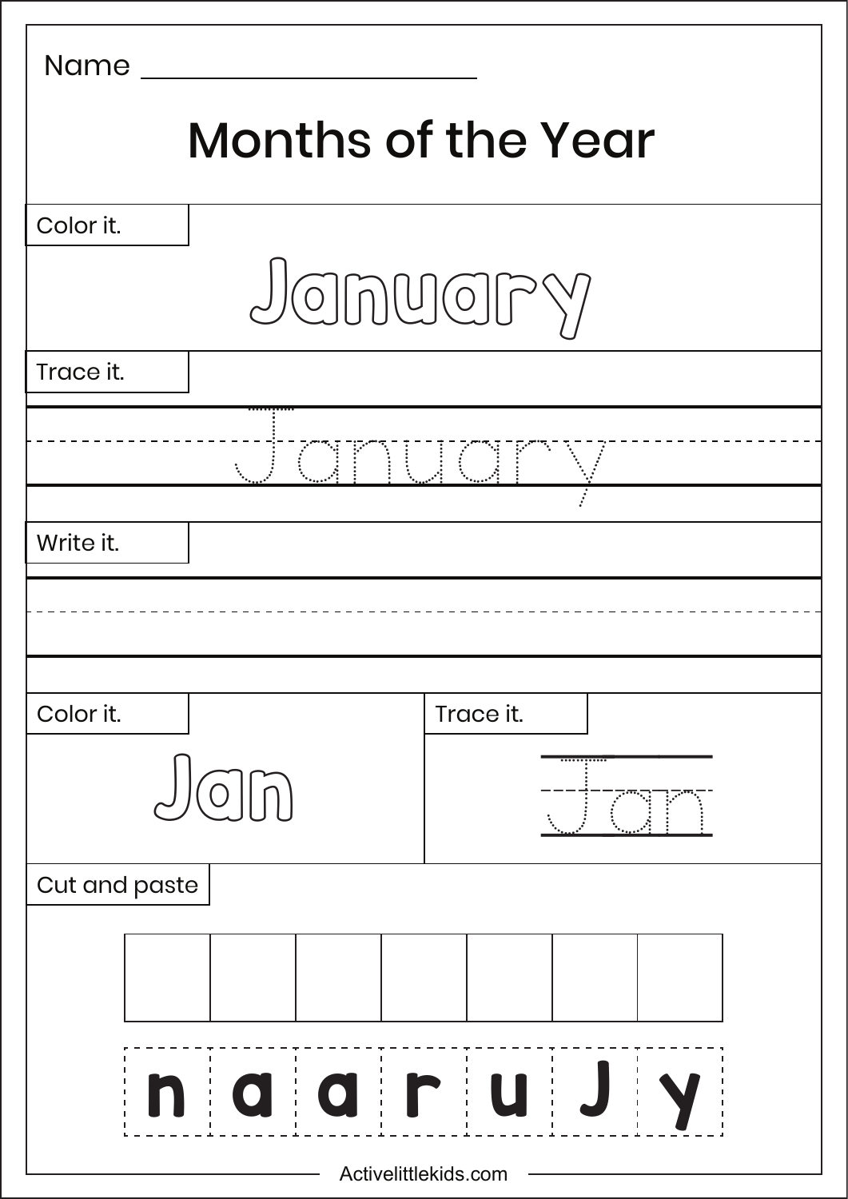Name ____________________

# Months of the Year

Color it.

January

Trace it.

January

Write it.

Color it.

Jan

Trace it.

Jan

Cut and paste

| | | | | | | |
|---|---|---|---|---|---|---|
| | | | | | | |

| n | a | a | r | u | J | y |
|---|---|---|---|---|---|---|

Activelittlekids.com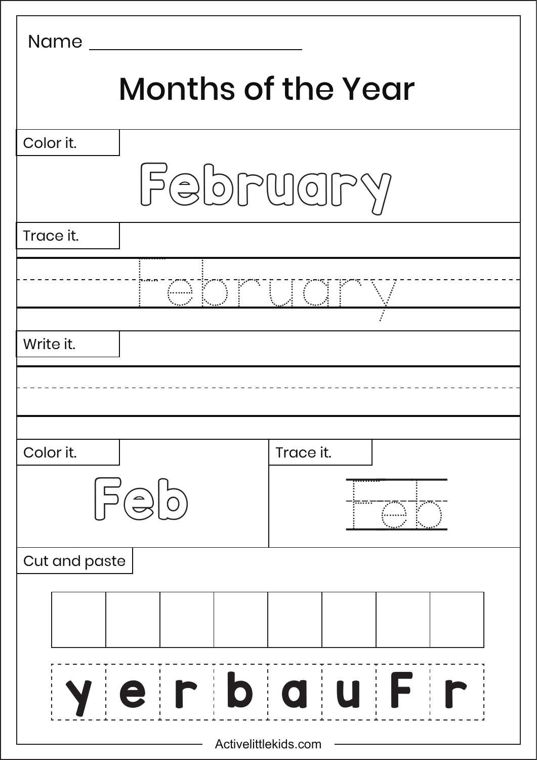Name ______________________

# Months of the Year

**Color it.**

February

**Trace it.**

February

**Write it.**

**Color it.**

Feb

**Trace it.**

Feb

**Cut and paste**

| | | | | | | | |
|---|---|---|---|---|---|---|---|
| | | | | | | | |

| y | e | r | b | a | u | F | r |
|---|---|---|---|---|---|---|---|

Activelittlekids.com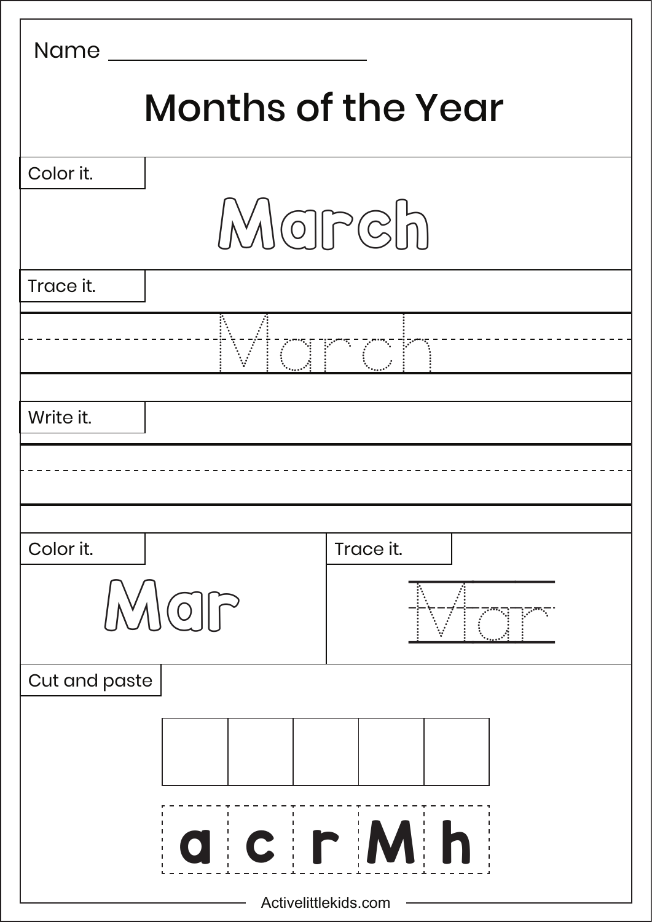Name ____________________

# Months of the Year

Color it.

March

Trace it.

March

Write it.

Color it.

Mar

Trace it.

Mar

Cut and paste

| | | | | |
|---|---|---|---|---|
| | | | | |

| a | c | r | M | h |
|---|---|---|---|---|

Activelittlekids.com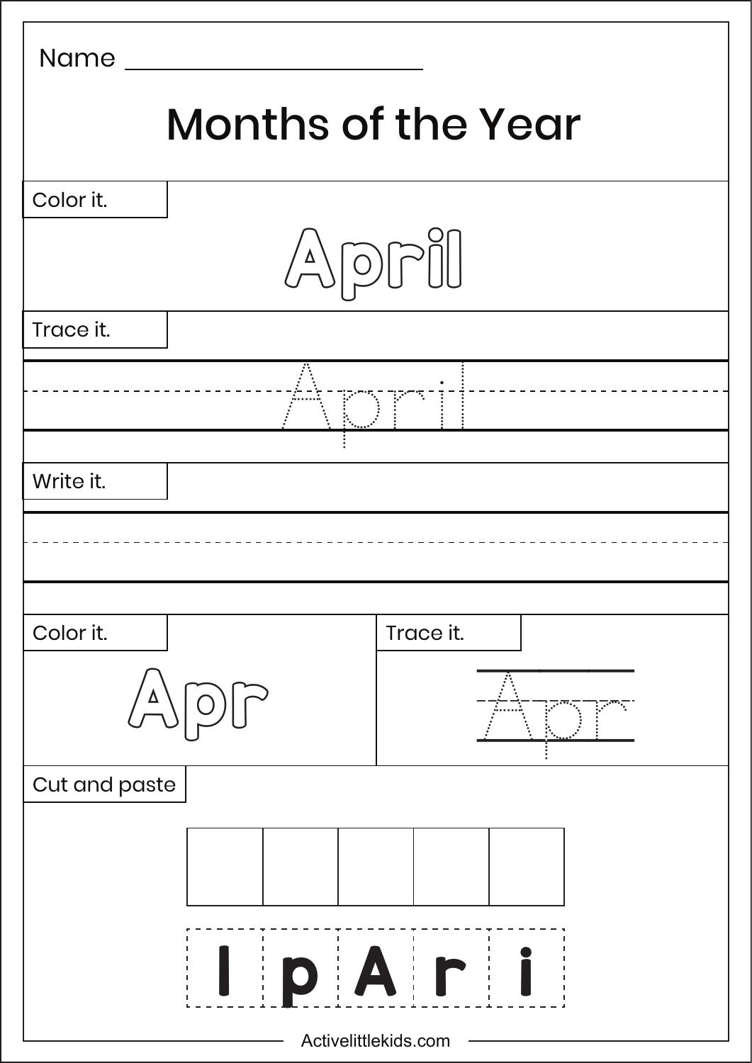Name ____________________

# Months of the Year

Color it.

April

Trace it.

April

Write it.

Color it.

Apr

Trace it.

Apr

Cut and paste

| | | | | |
|---|---|---|---|---|
| | | | | |

| l | p | A | r | i |
|---|---|---|---|---|

Activelittlekids.com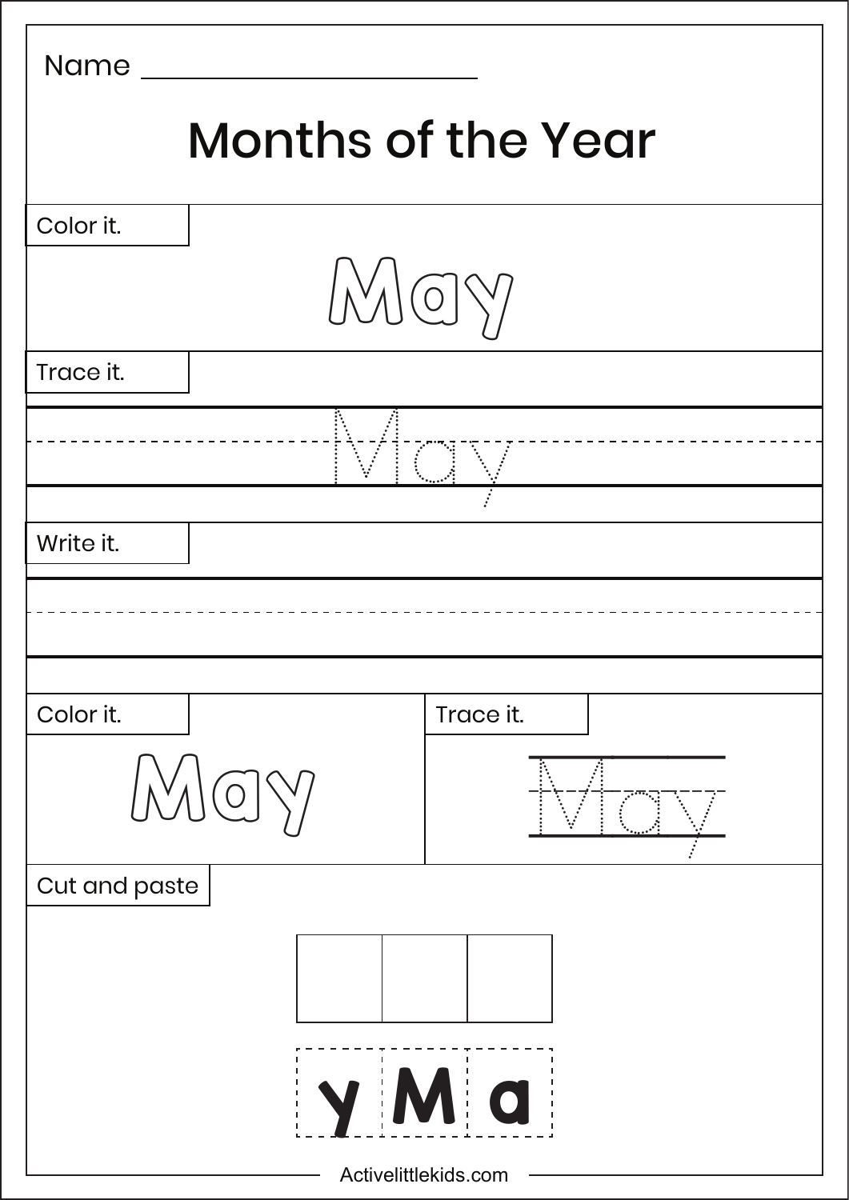Name ____________________

# Months of the Year

Color it.

May

Trace it.

May

Write it.

Color it.

May

Trace it.

May

Cut and paste

| | | |
|---|---|---|
| y | M | a |

Activelittlekids.com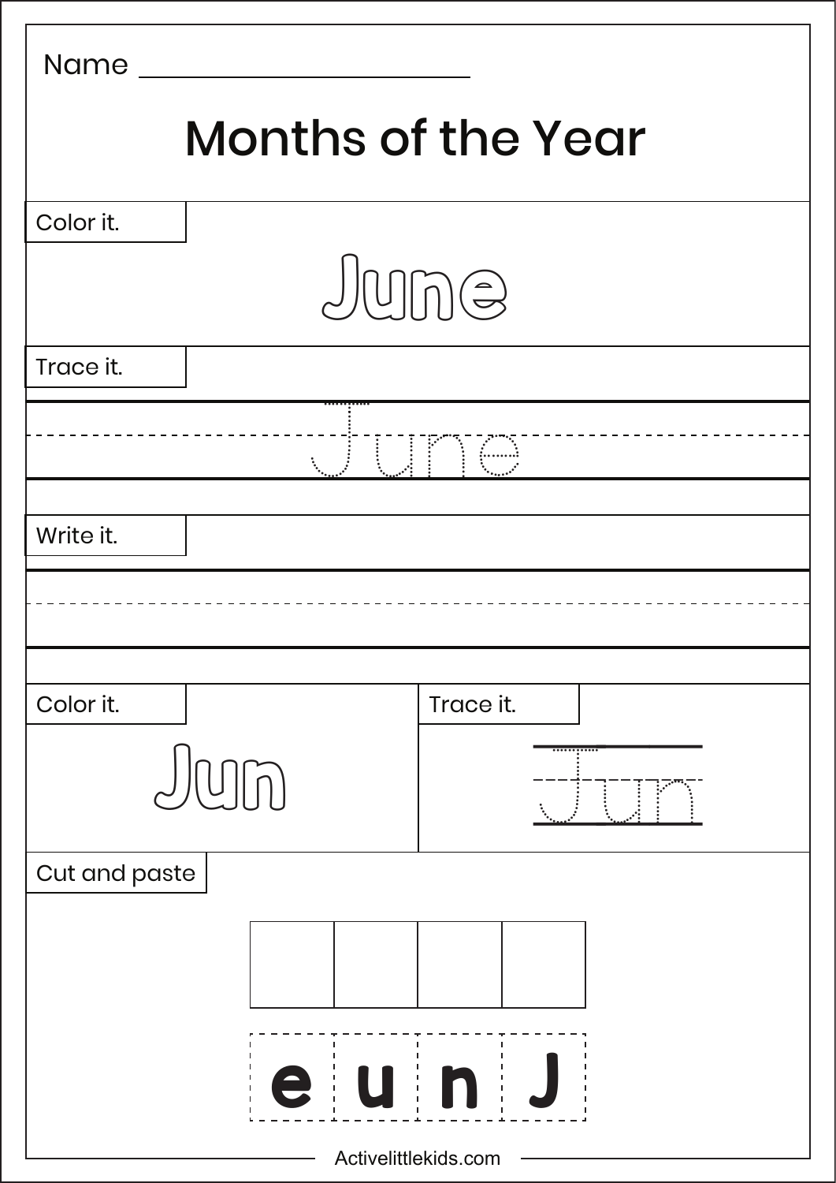Name ____________________________

# Months of the Year

Color it.

June

Trace it.

June

Write it.

Color it.

Jun

Trace it.

Jun

Cut and paste

| | | | |
|---|---|---|---|
| | | | |

| e | u | n | J |
|---|---|---|---|

Activelittlekids.com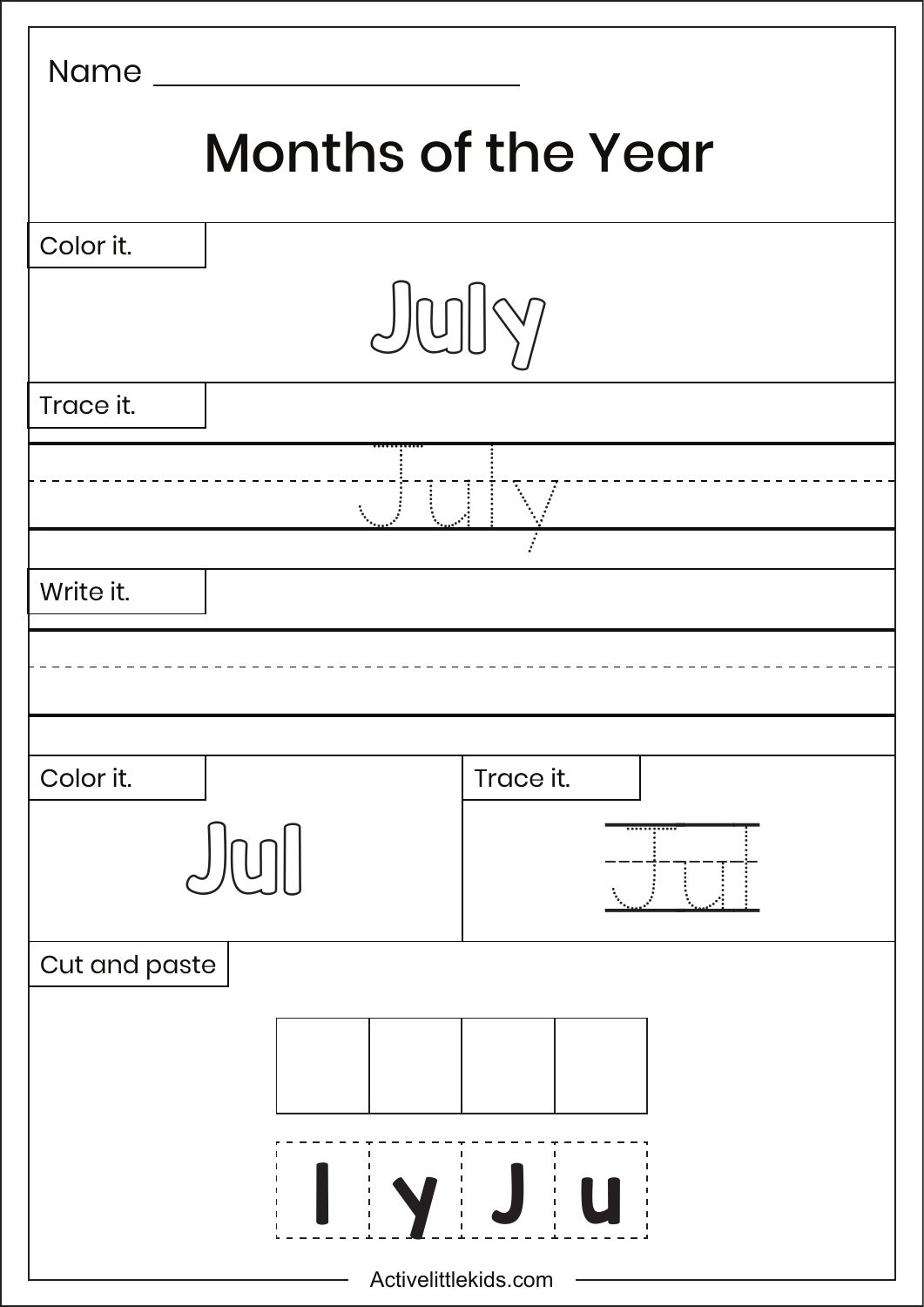Name ______________________

# Months of the Year

Color it.

July

Trace it.

July

Write it.

Color it.

Jul

Trace it.

Jul

Cut and paste

| | | | |
|---|---|---|---|
| l | y | J | u |

Activelittlekids.com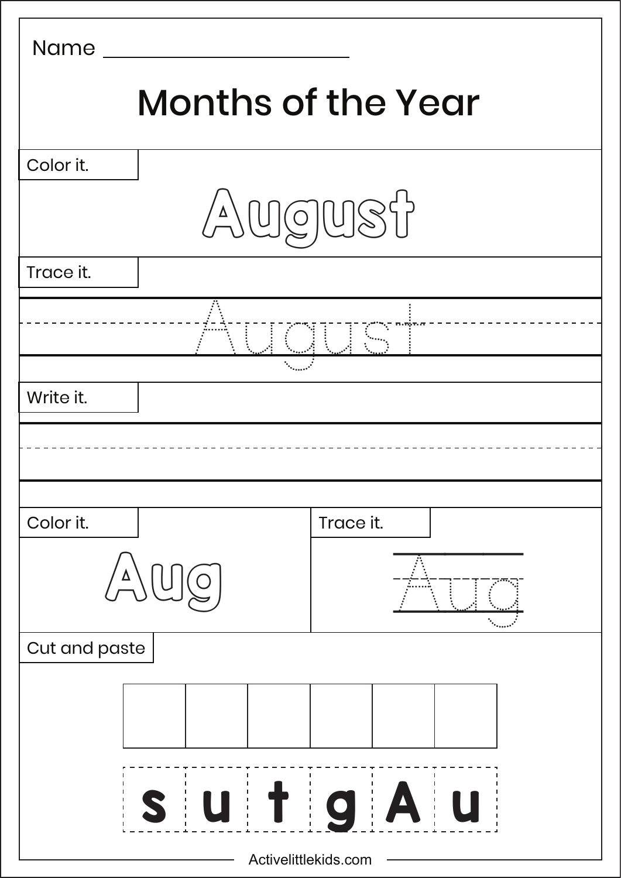Name ______________________

# Months of the Year

Color it.

August

Trace it.

August

Write it.

Color it.

Aug

Trace it.

Aug

Cut and paste

| | | | | | |
|---|---|---|---|---|---|
| s | u | t | g | A | u |

Activelittlekids.com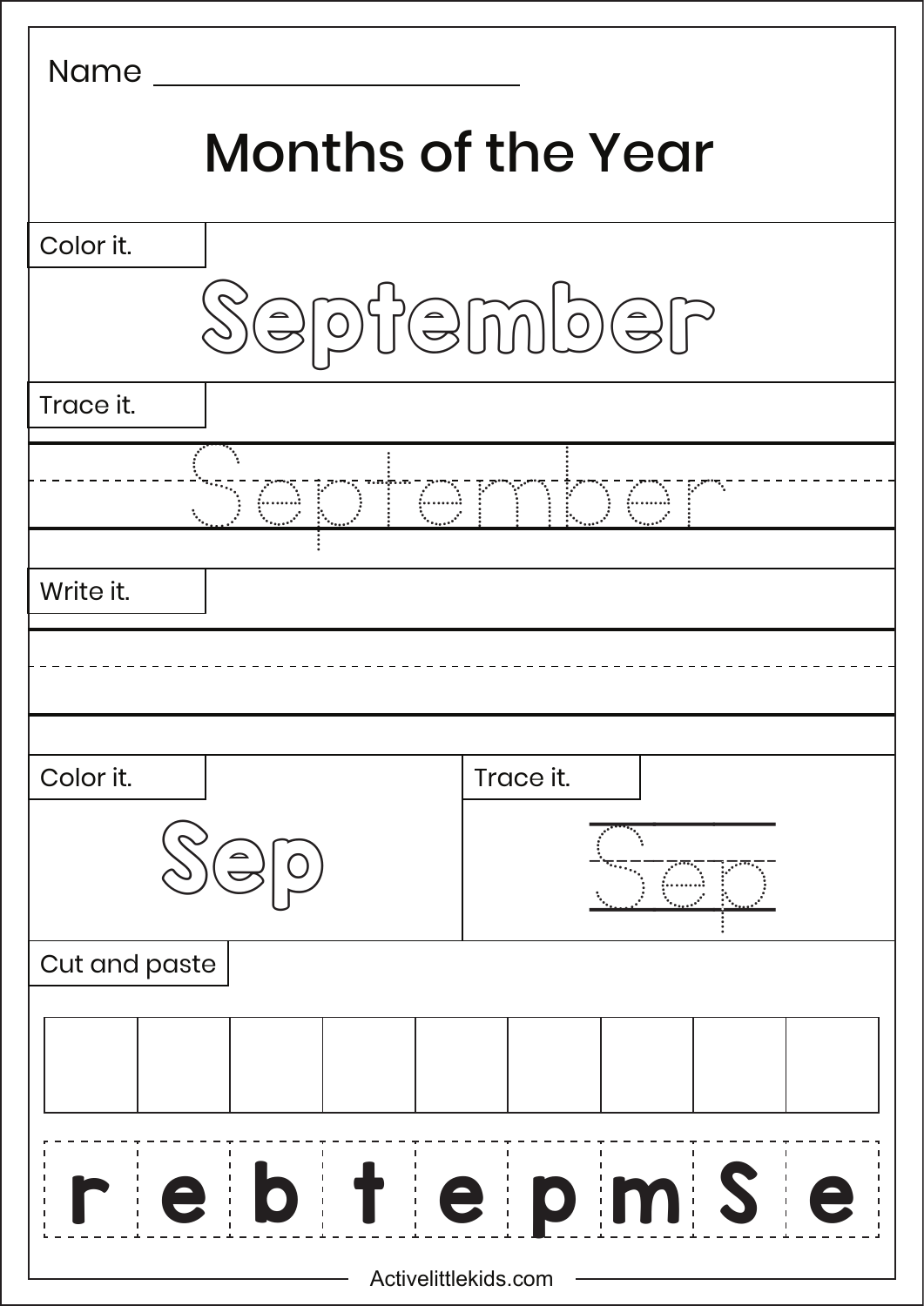Name ______________________

# Months of the Year

Color it.

September

Trace it.

September

Write it.

Color it.

Sep

Trace it.

Sep

Cut and paste

| | | | | | | | | |
|---|---|---|---|---|---|---|---|---|
| r | e | b | t | e | p | m | S | e |

Activelittlekids.com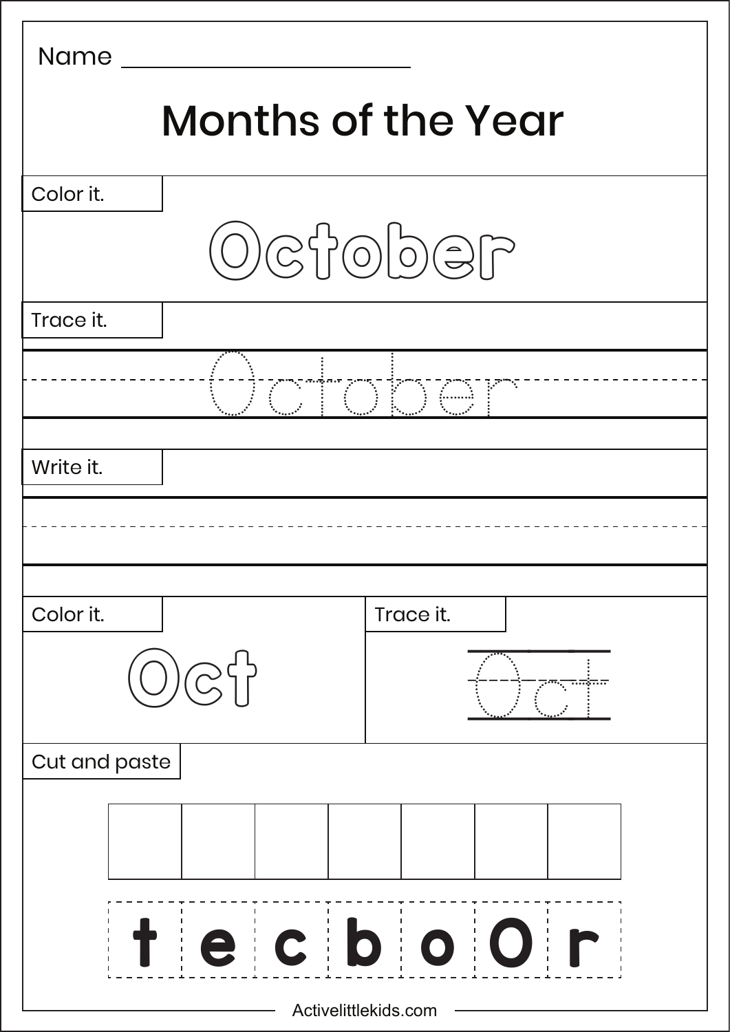Name ______________________

# Months of the Year

**Color it.**

October

**Trace it.**

October

**Write it.**

**Color it.**

Oct

**Trace it.**

Oct

**Cut and paste**

| | | | | | | |
|---|---|---|---|---|---|---|
| t | e | c | b | o | O | r |

Activelittlekids.com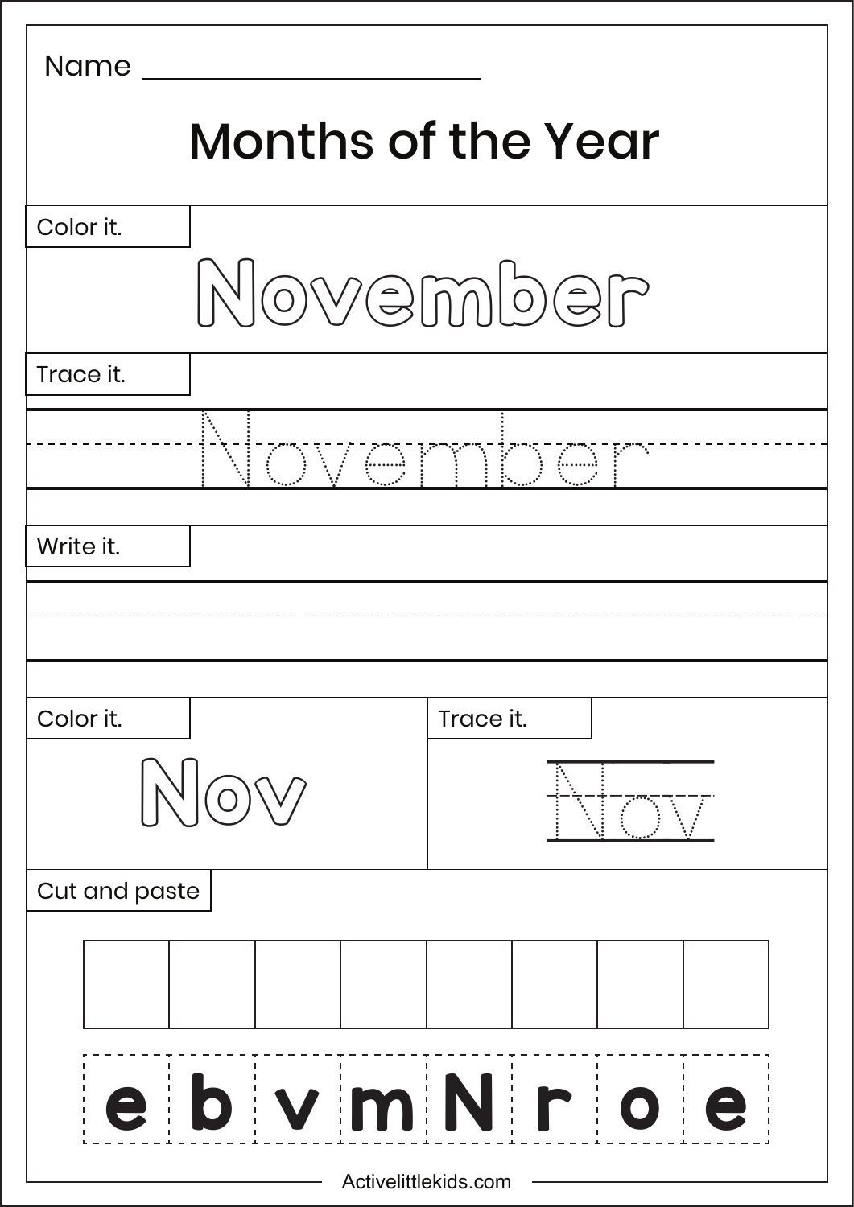Name ____________________

# Months of the Year

**Color it.**

November

**Trace it.**

November

**Write it.**

____________________

**Color it.**

Nov

**Trace it.**

Nov

**Cut and paste**

| | | | | | | | |
|---|---|---|---|---|---|---|---|
| | | | | | | | |

| e | b | v | m | N | r | o | e |
|---|---|---|---|---|---|---|---|

Activelittlekids.com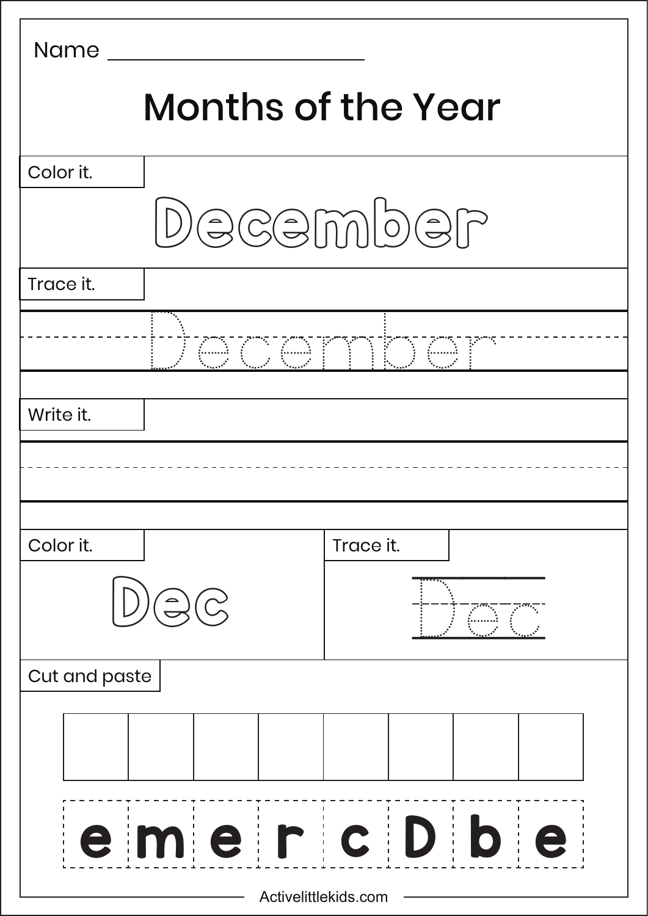Name ______________________

# Months of the Year

Color it.

December

Trace it.

December

Write it.

Color it.

Dec

Trace it.

Dec

Cut and paste

| | | | | | | | |
|---|---|---|---|---|---|---|---|
| e | m | e | r | c | D | b | e |

Activelittlekids.com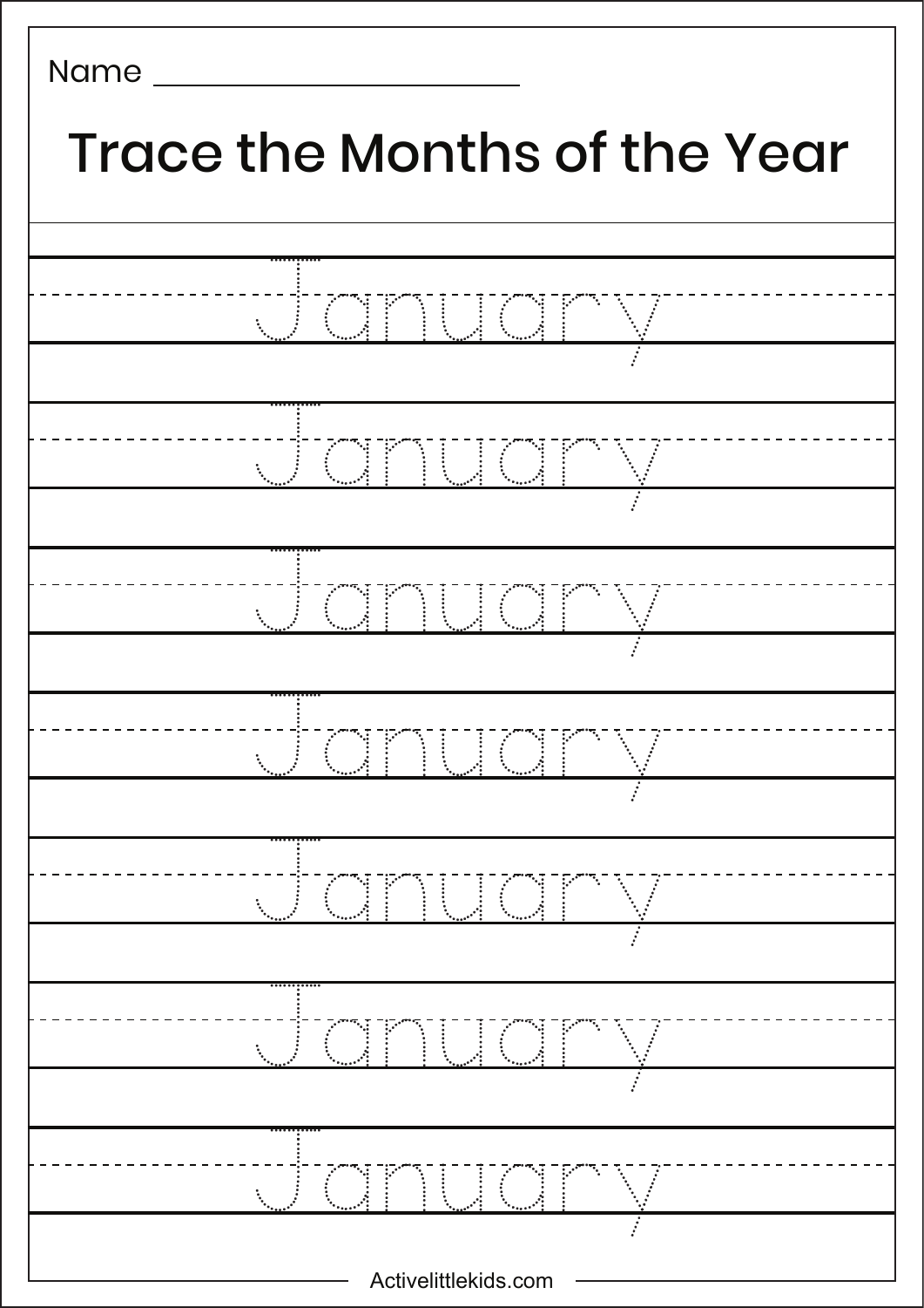Name ______________________

# Trace the Months of the Year

January

January

January

January

January

January

January

Activelittlekids.com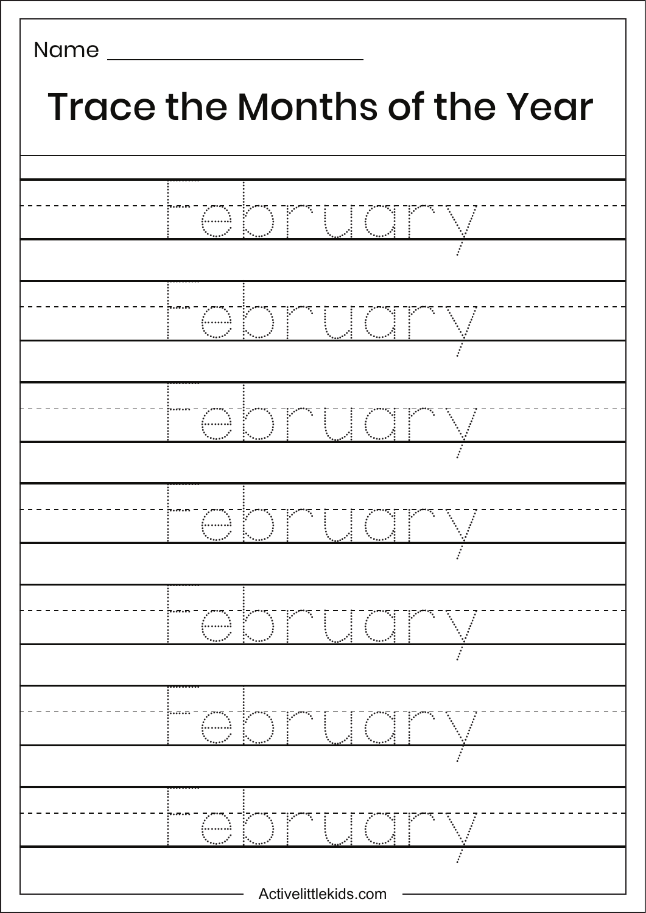Name ______________________

# Trace the Months of the Year

February

February

February

February

February

February

February

Activelittlekids.com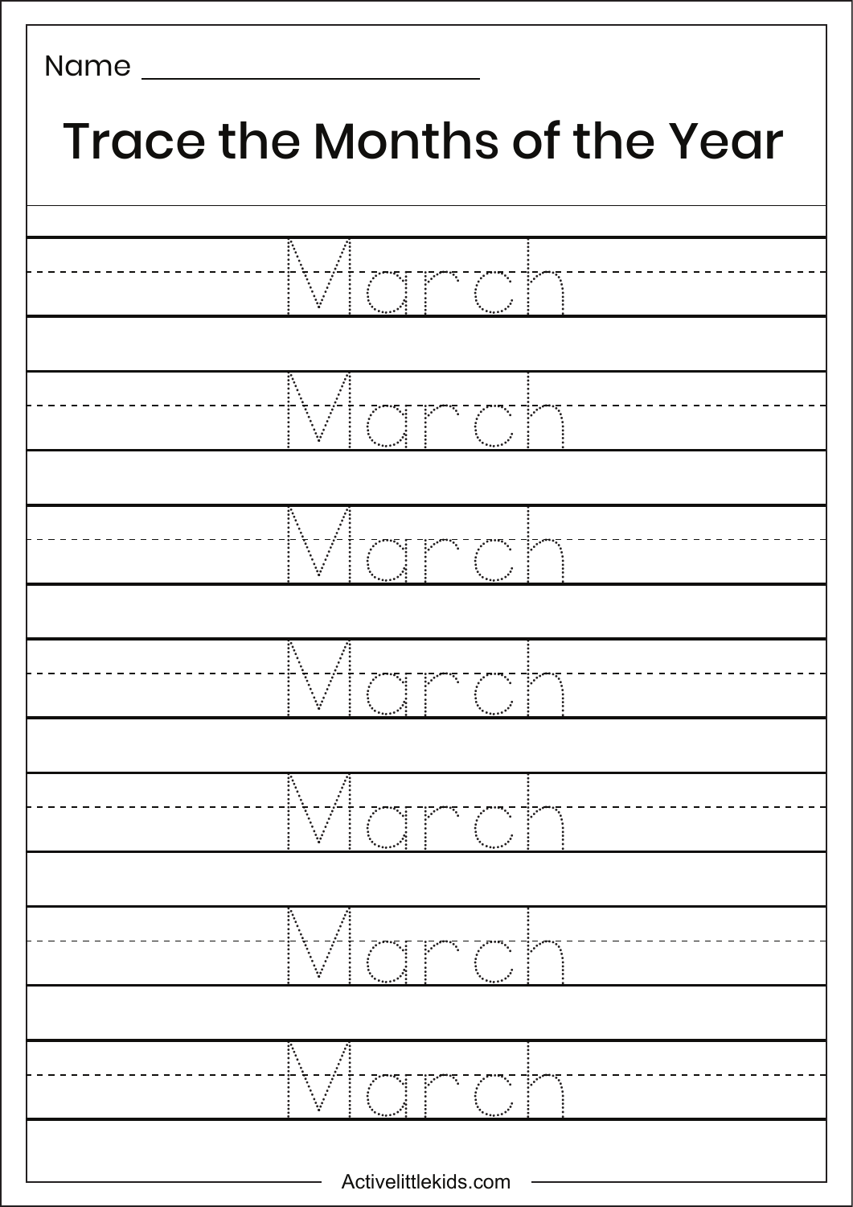Name ____________________

# Trace the Months of the Year

March

March

March

March

March

March

March

Activelittlekids.com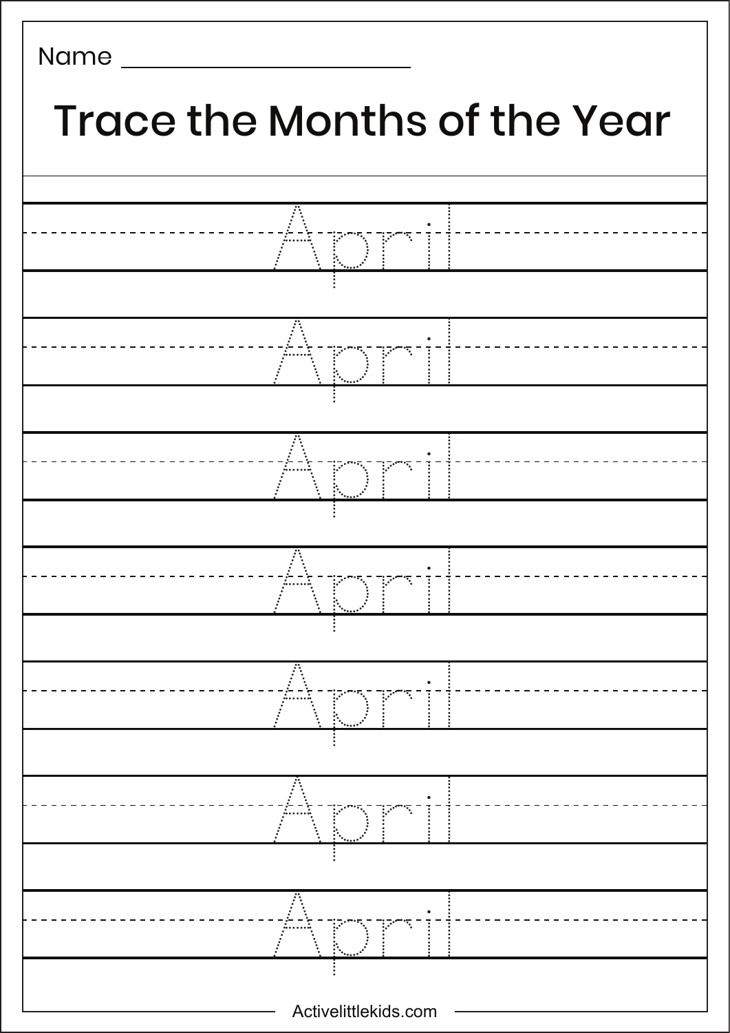Name ______________________

# Trace the Months of the Year

April

April

April

April

April

April

April

Activelittlekids.com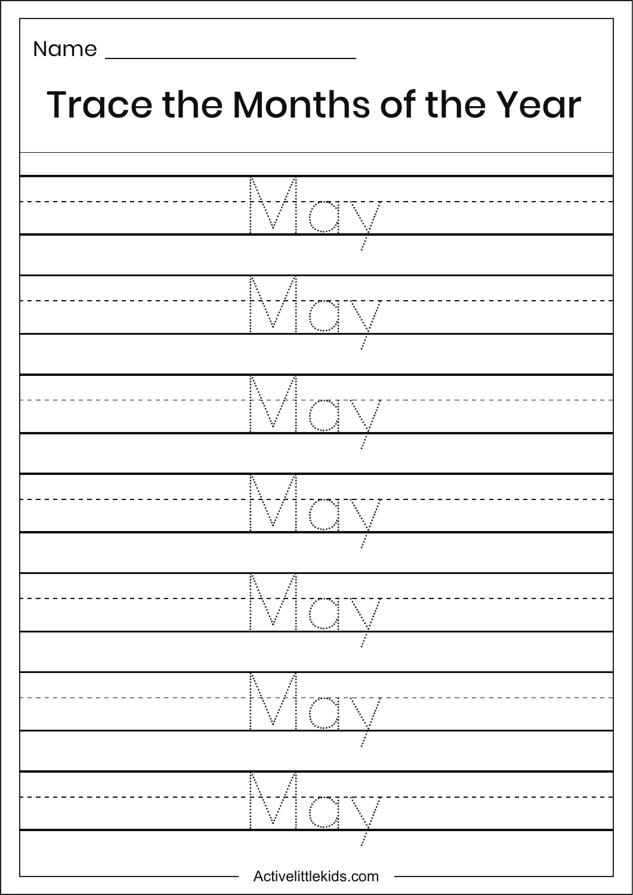Name ________________________

# Trace the Months of the Year

May

May

May

May

May

May

May

Activelittlekids.com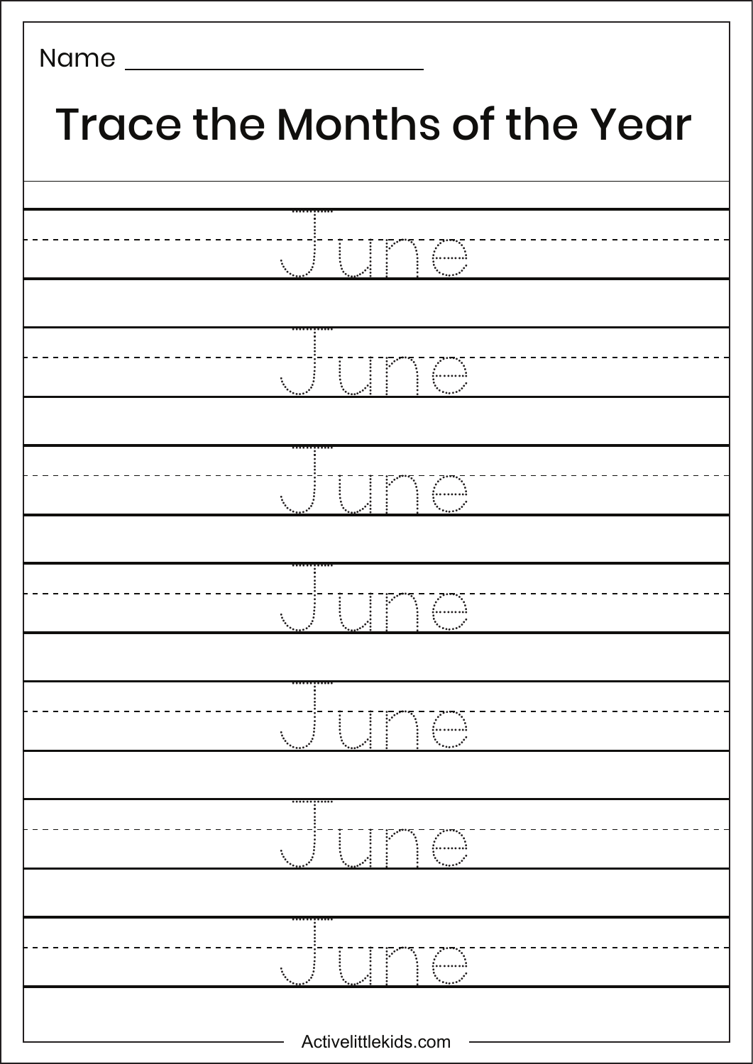Name ________________________

# Trace the Months of the Year

June

June

June

June

June

June

June

Activelittlekids.com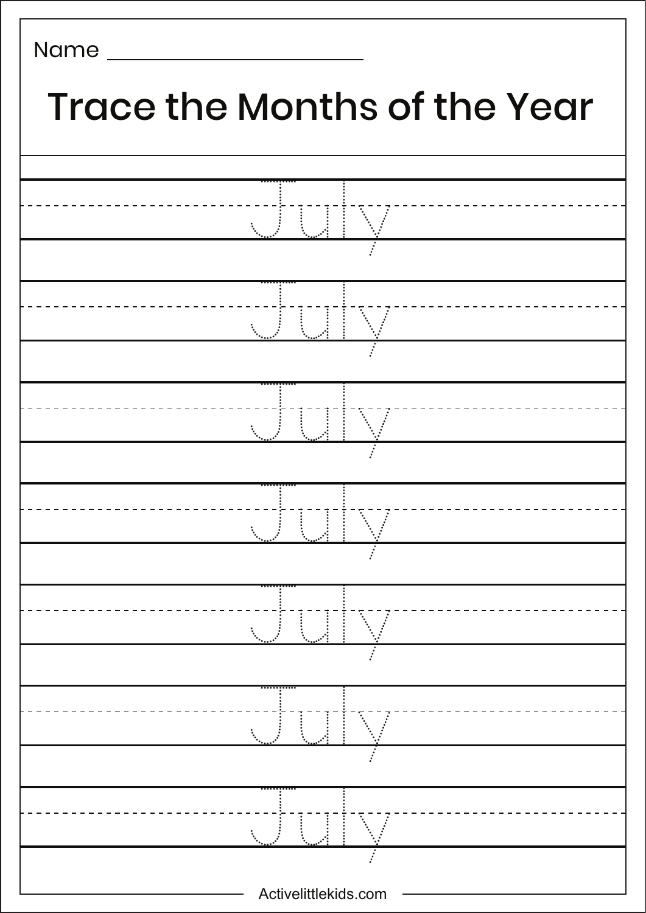Name ______________________

# Trace the Months of the Year

July

July

July

July

July

July

July

Activelittlekids.com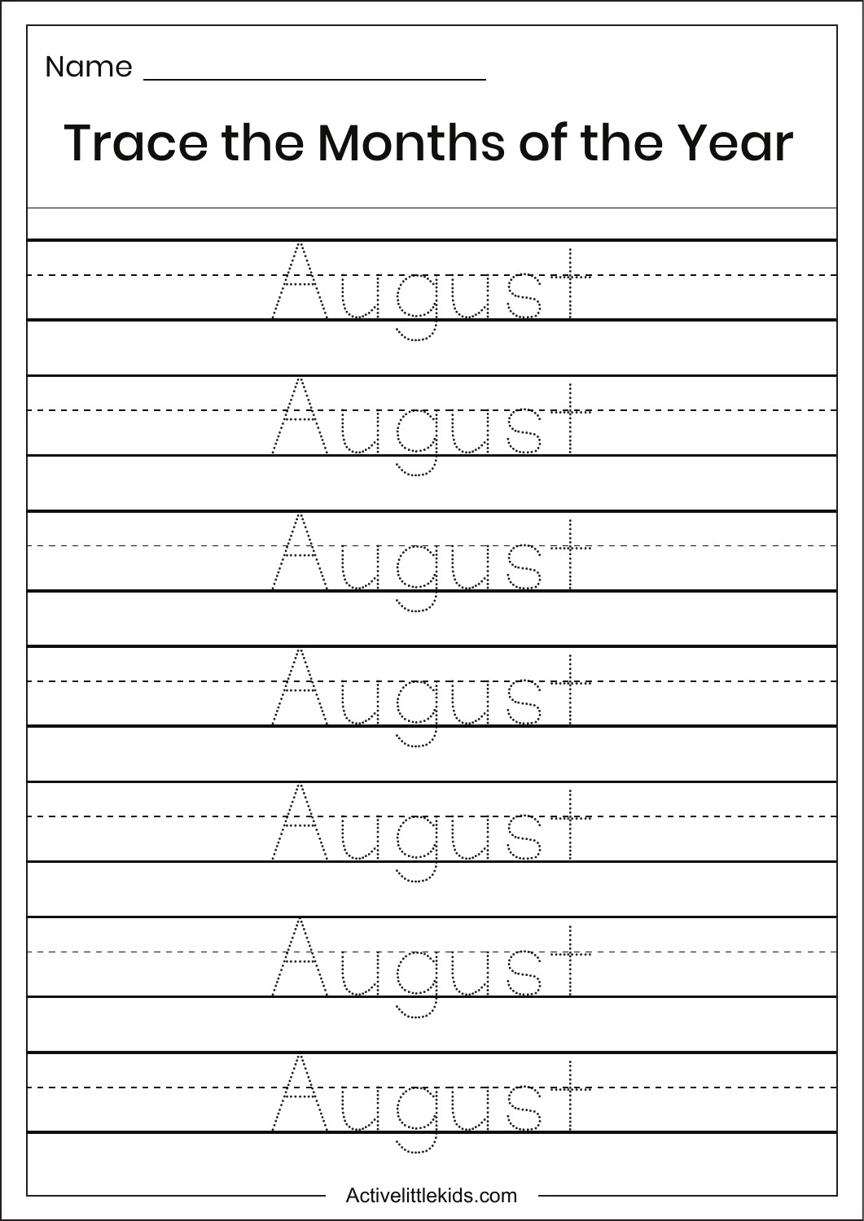Name ______________________

# Trace the Months of the Year

August

August

August

August

August

August

August

Activelittlekids.com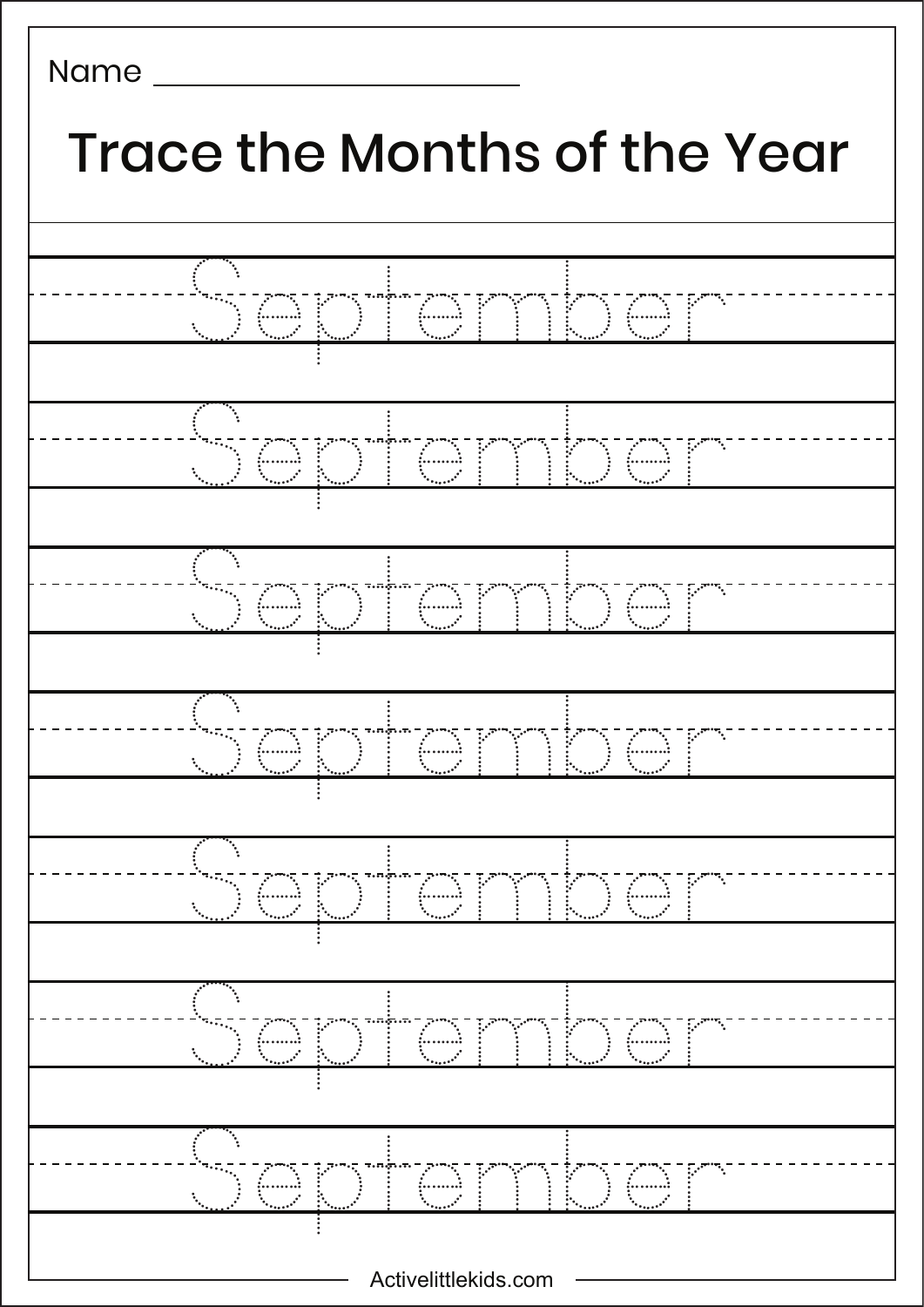Name ______________________

# Trace the Months of the Year

September

September

September

September

September

September

September

Activelittlekids.com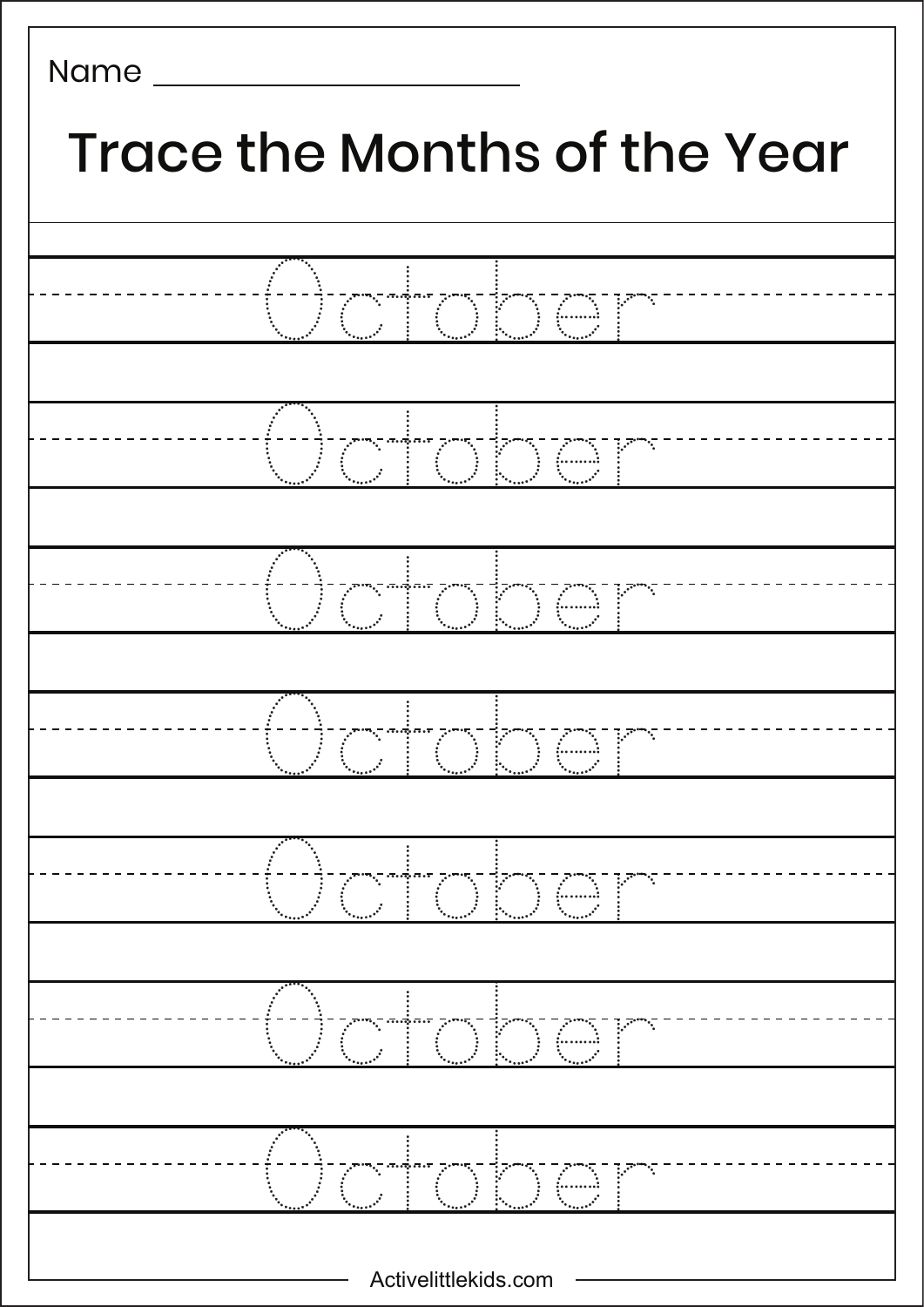Name ______________________

# Trace the Months of the Year

October

October

October

October

October

October

October

Activelittlekids.com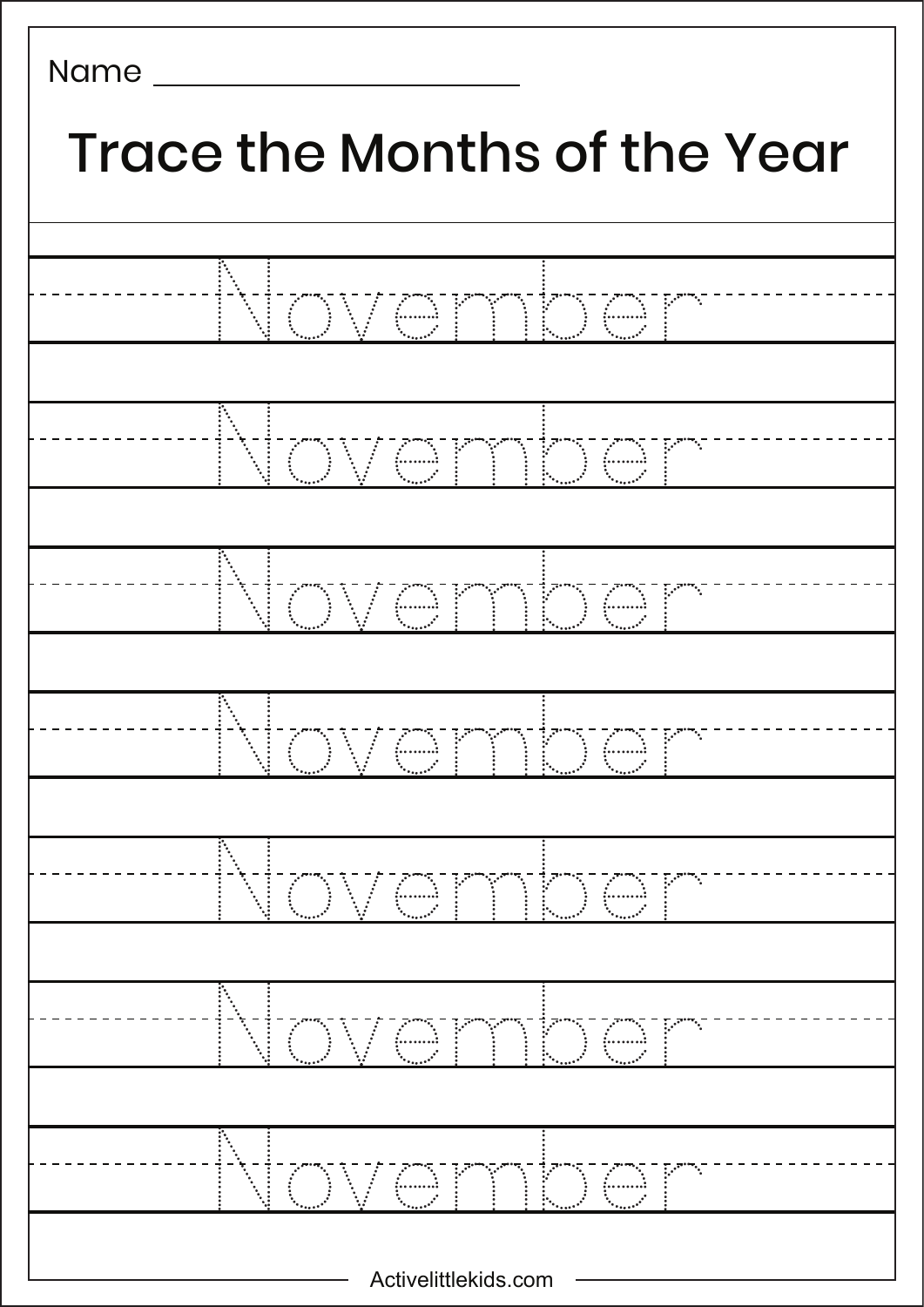Name ____________________

# Trace the Months of the Year

November

November

November

November

November

November

November

Activelittlekids.com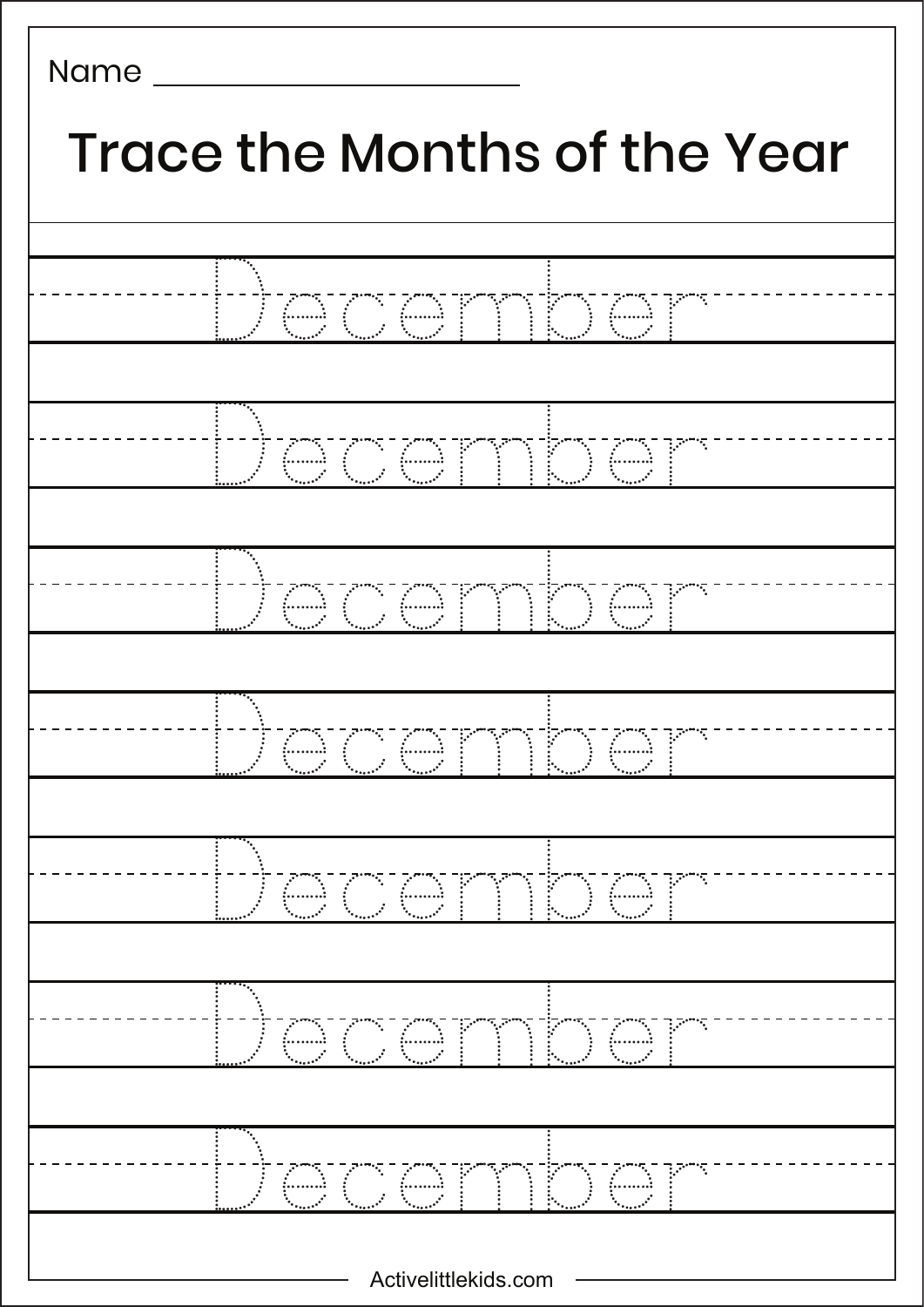Name ______________________

# Trace the Months of the Year

December

December

December

December

December

December

December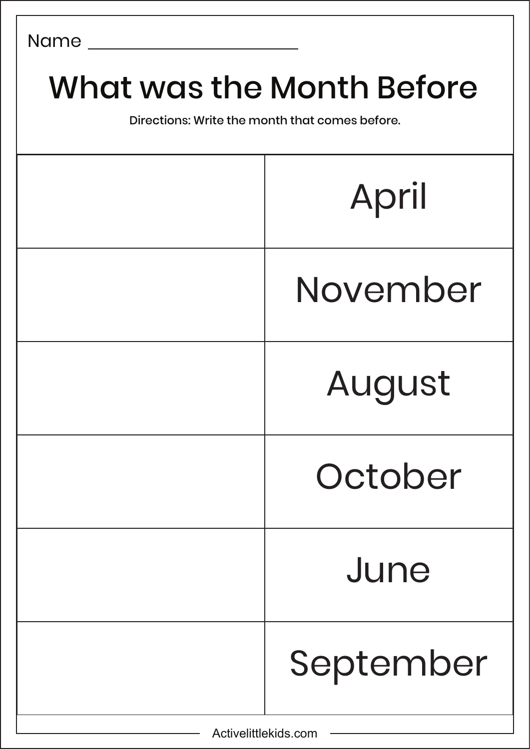Name ______________________

# What was the Month Before

Directions: Write the month that comes before.

| | |
|---|---|
| | April |
| | November |
| | August |
| | October |
| | June |
| | September |

Activelittlekids.com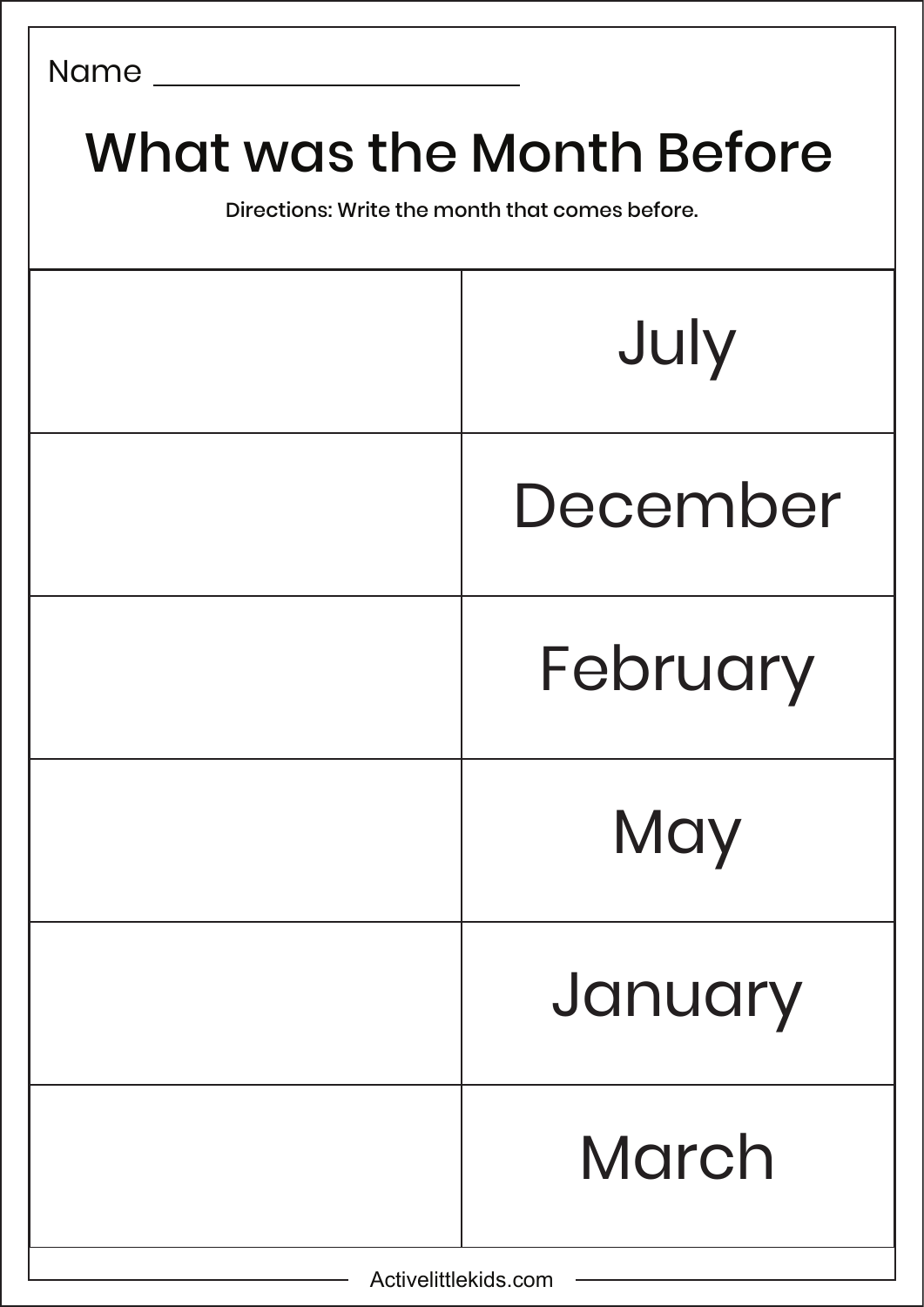Name ____________________________

# What was the Month Before

Directions: Write the month that comes before.

| | |
|---|---|
| | July |
| | December |
| | February |
| | May |
| | January |
| | March |

Activelittlekids.com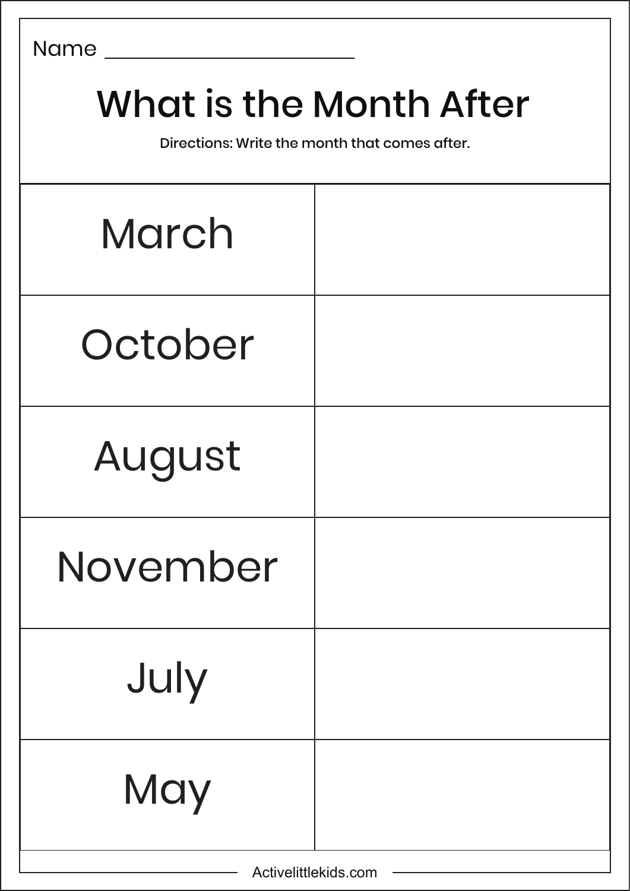Name ____________________________

# What is the Month After

Directions: Write the month that comes after.

| | |
|---|---|
| March | |
| October | |
| August | |
| November | |
| July | |
| May | |

Activelittlekids.com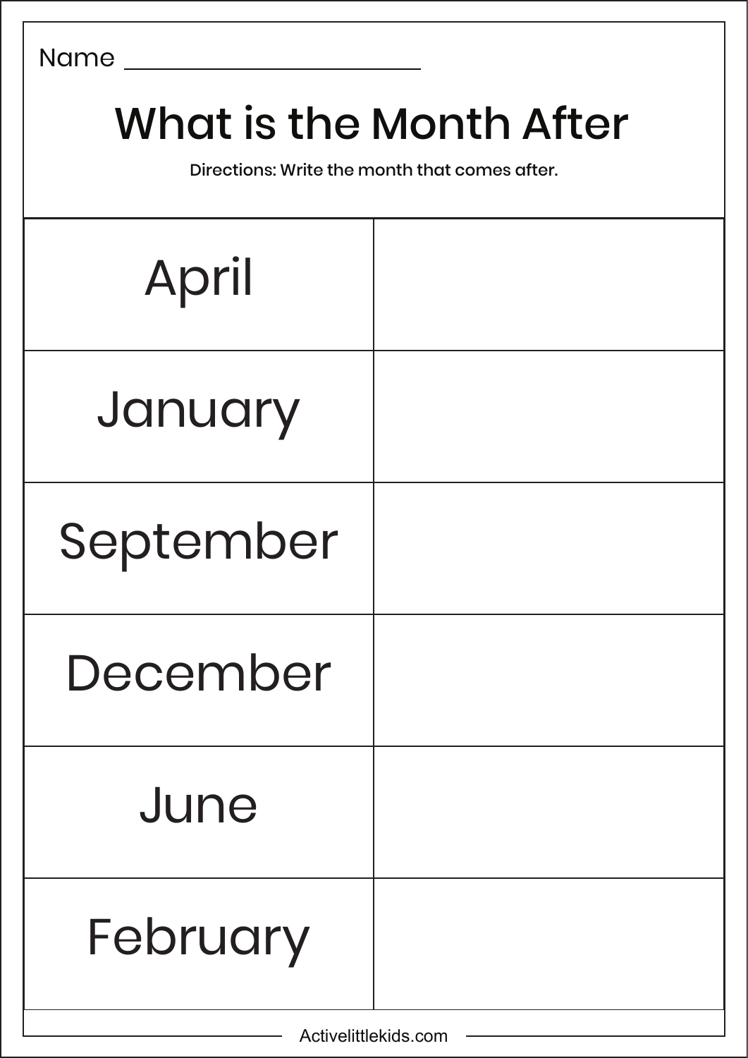Name ____________________

# What is the Month After

Directions: Write the month that comes after.

| | |
|---|---|
| April | |
| January | |
| September | |
| December | |
| June | |
| February | |

Activelittlekids.com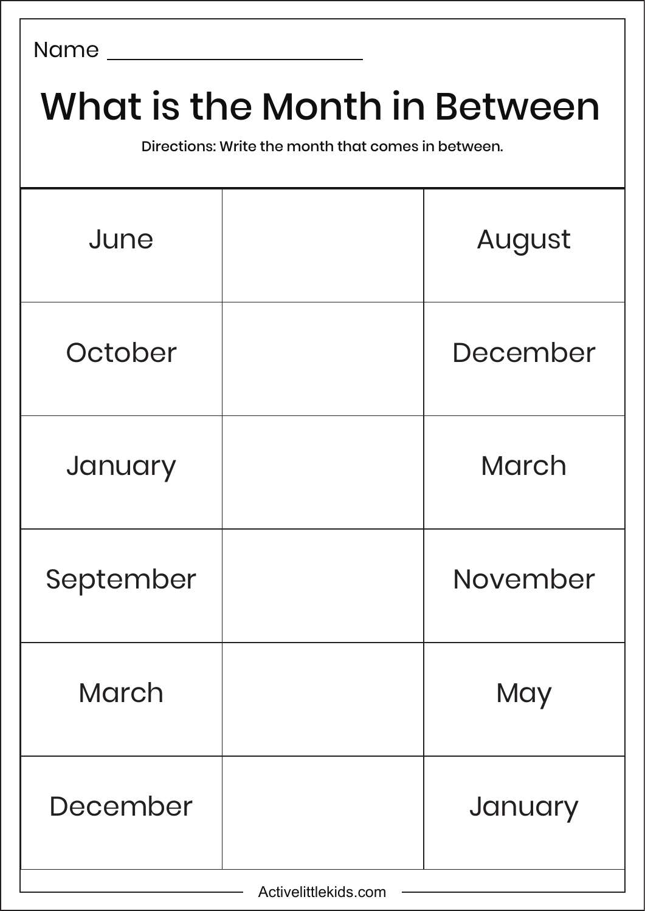Name ______________________

# What is the Month in Between

Directions: Write the month that comes in between.

| | | |
|---|---|---|
| June | | August |
| October | | December |
| January | | March |
| September | | November |
| March | | May |
| December | | January |

Activelittlekids.com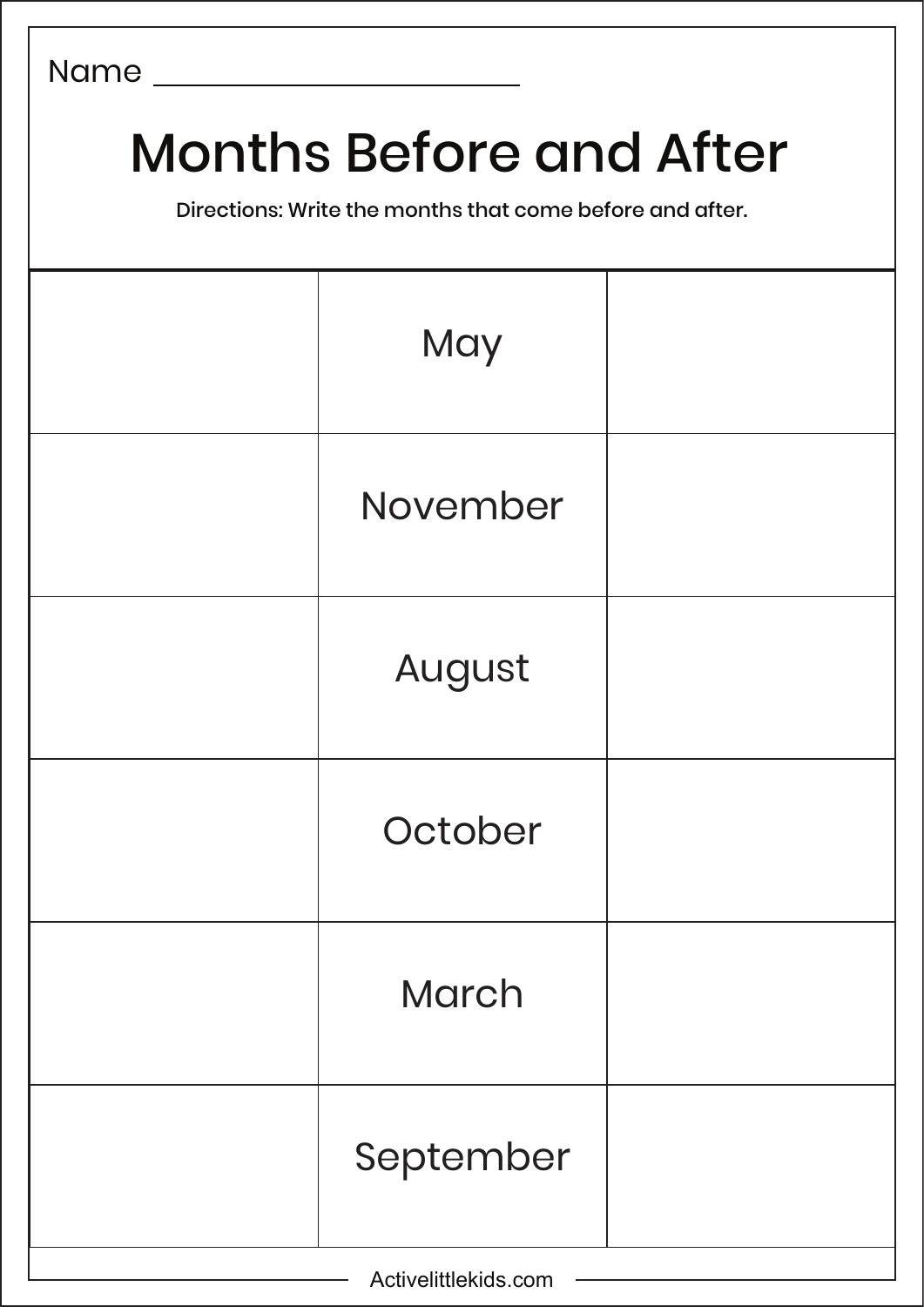Name ______________________

# Months Before and After

Directions: Write the months that come before and after.

| | | |
|---|---|---|
| | May | |
| | November | |
| | August | |
| | October | |
| | March | |
| | September | |

Activelittlekids.com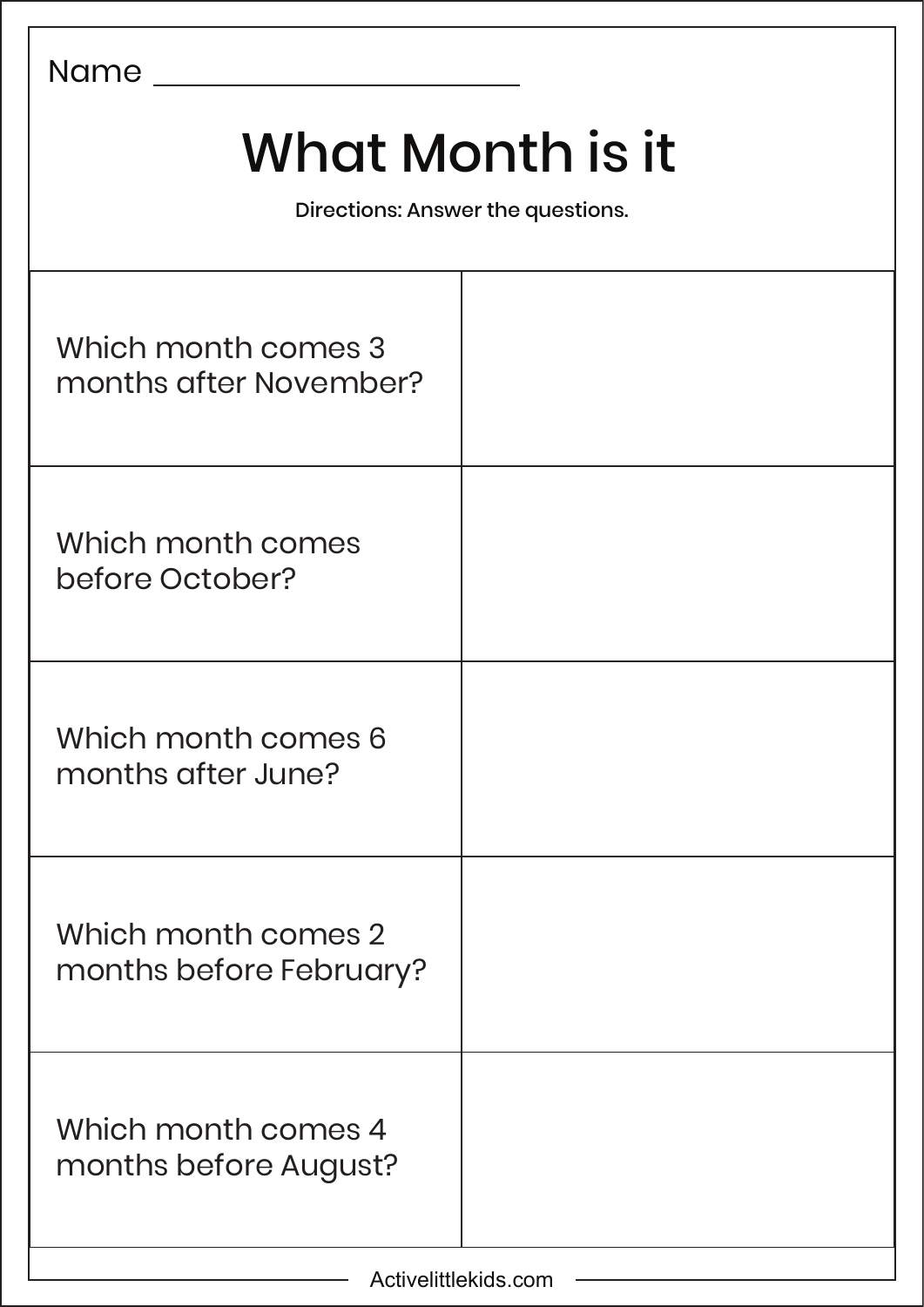Name ______________________

# What Month is it

Directions: Answer the questions.

| | |
|---|---|
| Which month comes 3 months after November? | |
| Which month comes before October? | |
| Which month comes 6 months after June? | |
| Which month comes 2 months before February? | |
| Which month comes 4 months before August? | |

Activelittlekids.com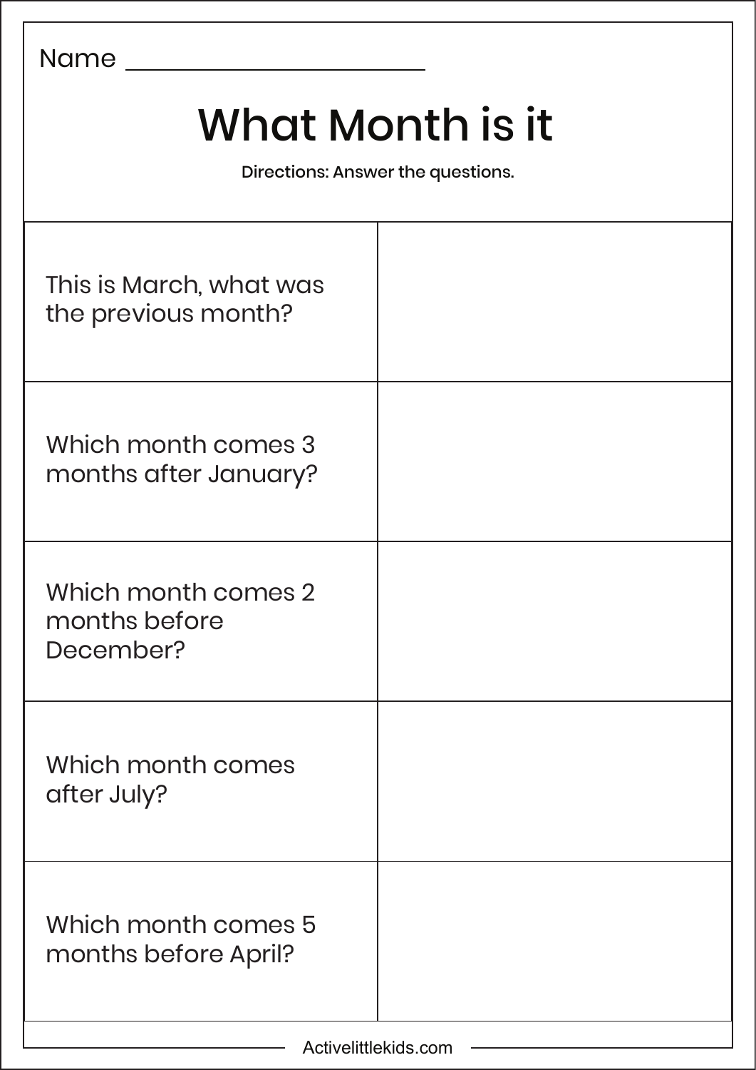Name ______________________

# What Month is it

Directions: Answer the questions.

| | |
|---|---|
| This is March, what was the previous month? | |
| Which month comes 3 months after January? | |
| Which month comes 2 months before December? | |
| Which month comes after July? | |
| Which month comes 5 months before April? | |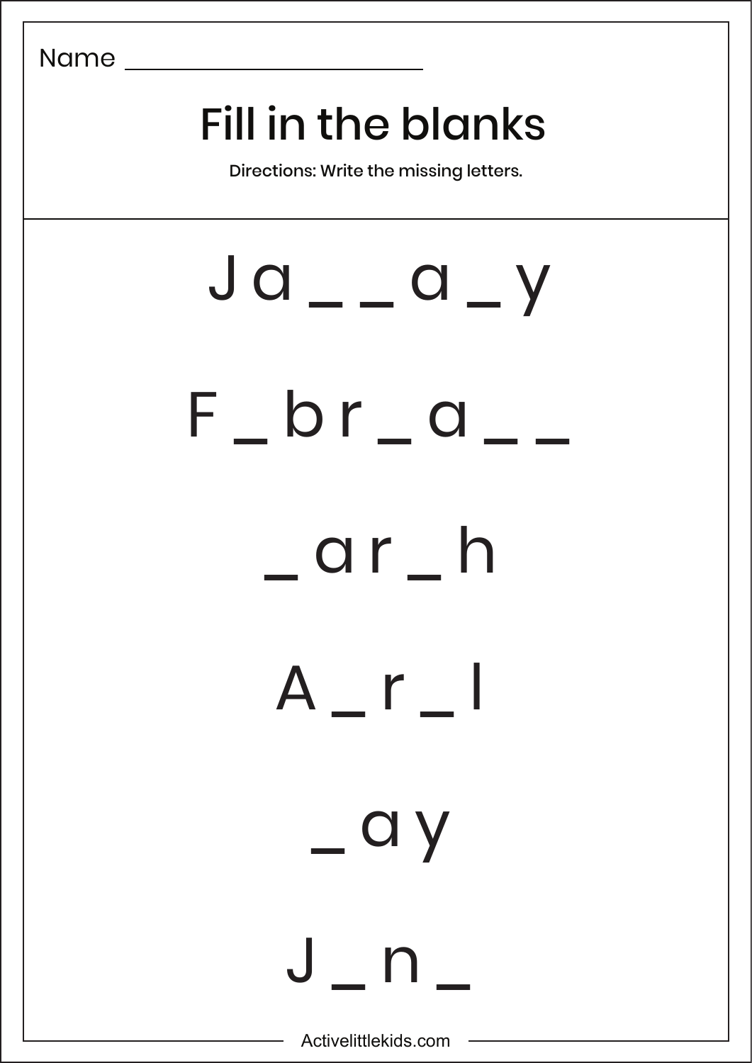Name ____________________________

# Fill in the blanks

Directions: Write the missing letters.

J a _ _ a _ y

F _ b r _ a _ _

_ a r _ h

A _ r _ l

_ a y

J _ n _

Activelittlekids.com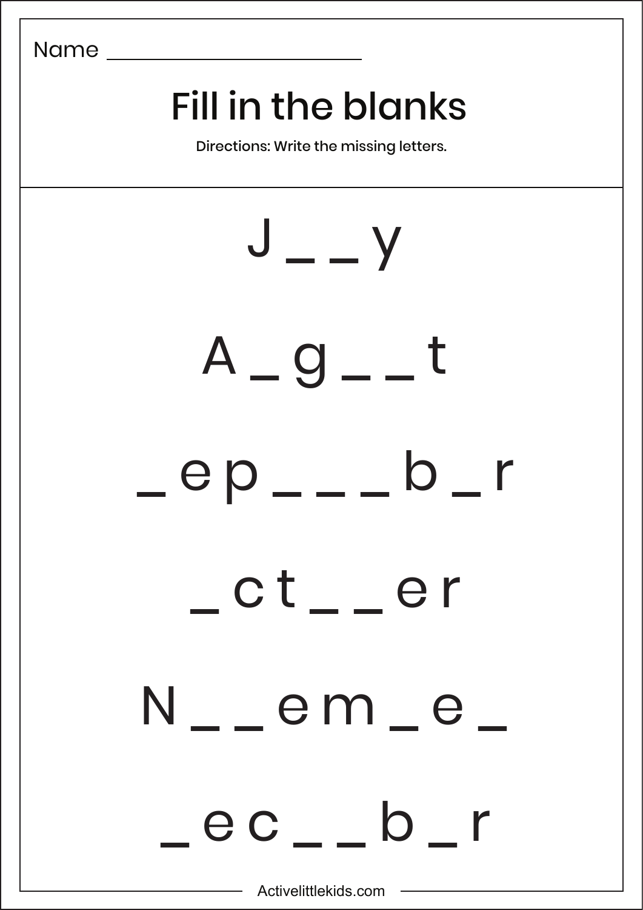Name ______________________

# Fill in the blanks

Directions: Write the missing letters.

J _ _ y

A _ g _ _ t

_ e p _ _ _ b _ r

_ c t _ _ e r

N _ _ e m _ e _

_ e c _ _ b _ r

Activelittlekids.com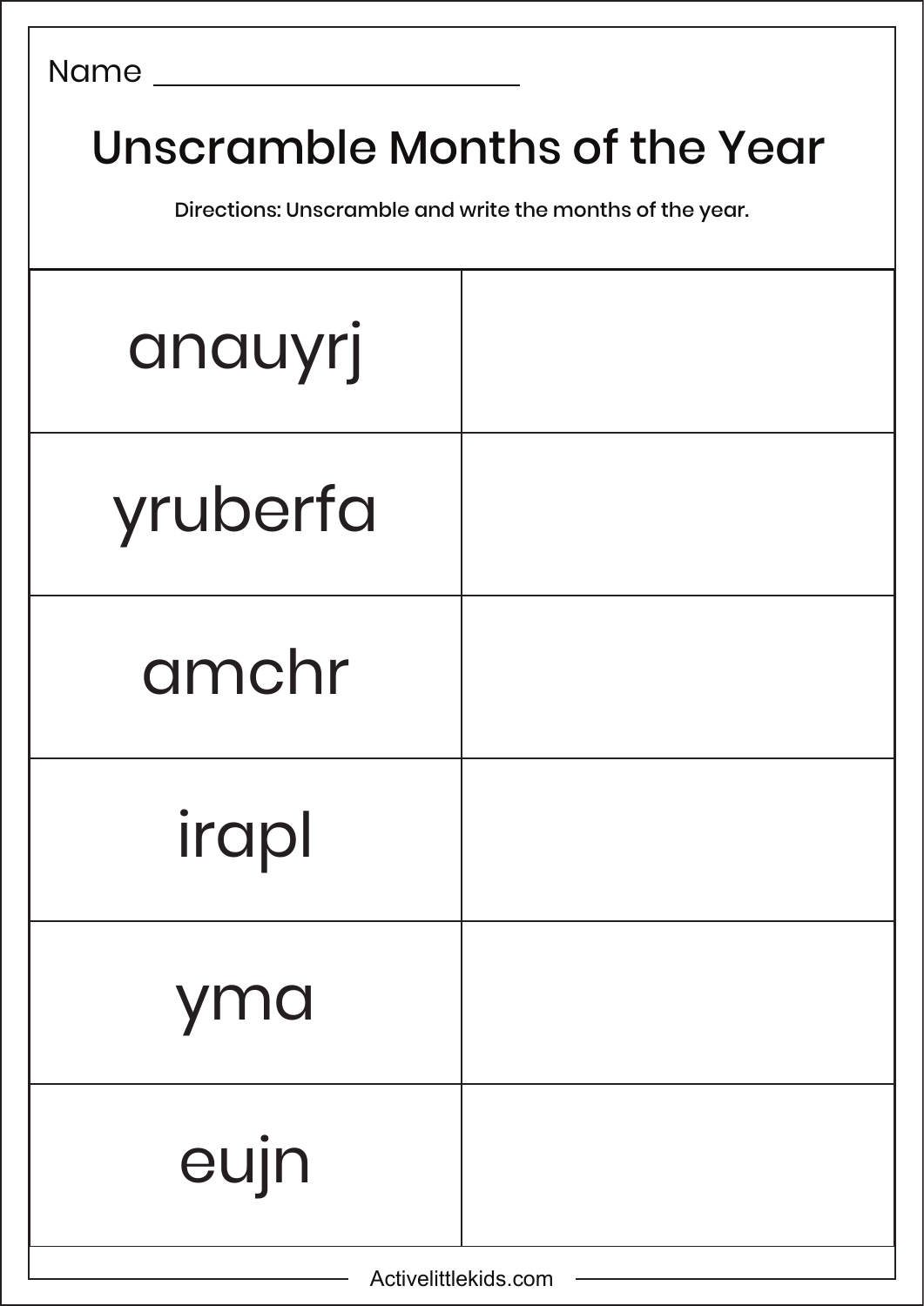Name ____________________

# Unscramble Months of the Year

Directions: Unscramble and write the months of the year.

| | |
|---|---|
| anauyrj | |
| yruberfa | |
| amchr | |
| irapl | |
| yma | |
| eujn | |

Activelittlekids.com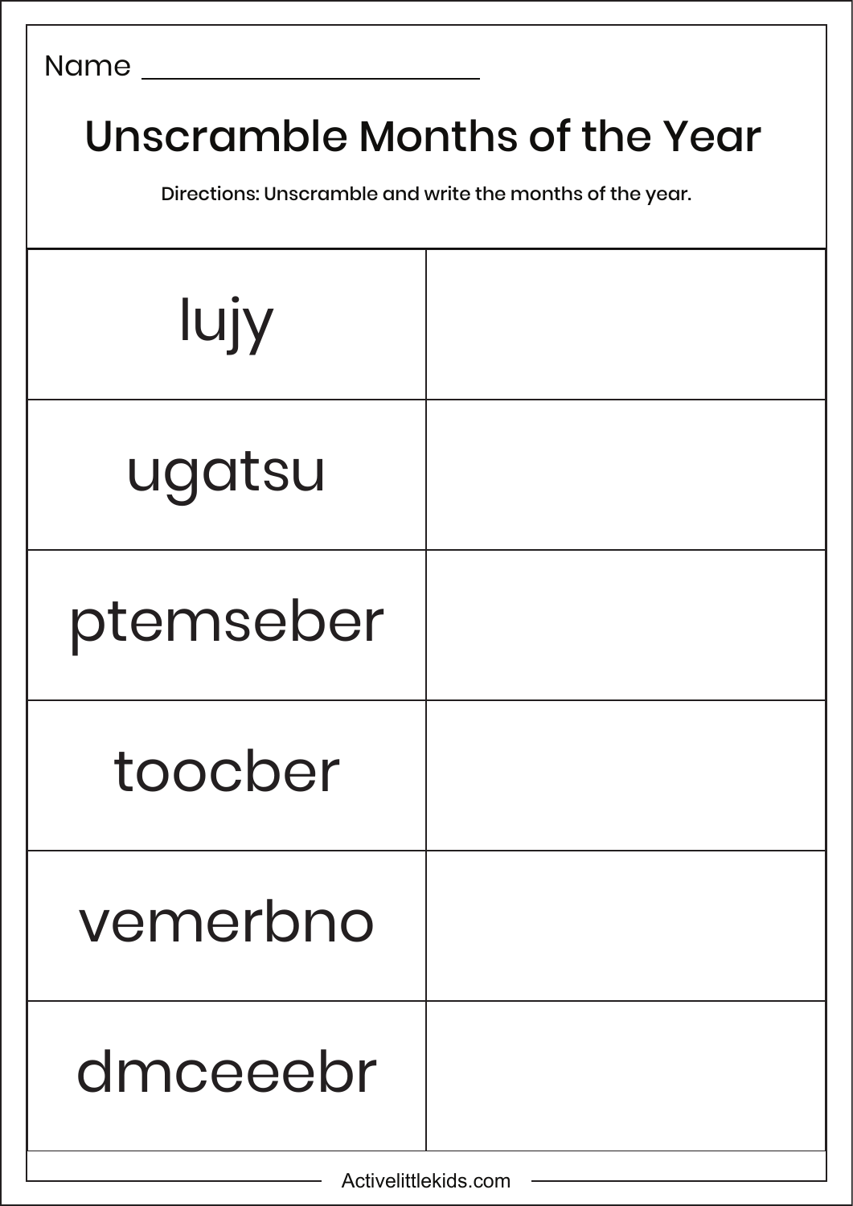Name ______________________

# Unscramble Months of the Year

Directions: Unscramble and write the months of the year.

| | |
|---|---|
| lujy | |
| ugatsu | |
| ptemseber | |
| toocber | |
| vemerbno | |
| dmceeebr | |

Activelittlekids.com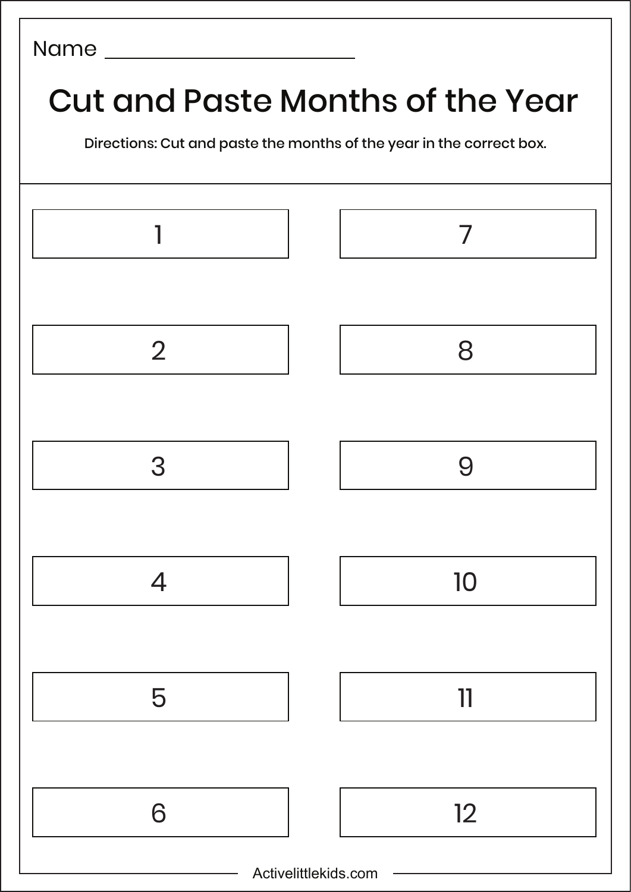Name ________________________

# Cut and Paste Months of the Year

Directions: Cut and paste the months of the year in the correct box.

| | |
|---|---|
| 1 | 7 |
| 2 | 8 |
| 3 | 9 |
| 4 | 10 |
| 5 | 11 |
| 6 | 12 |

Activelittlekids.com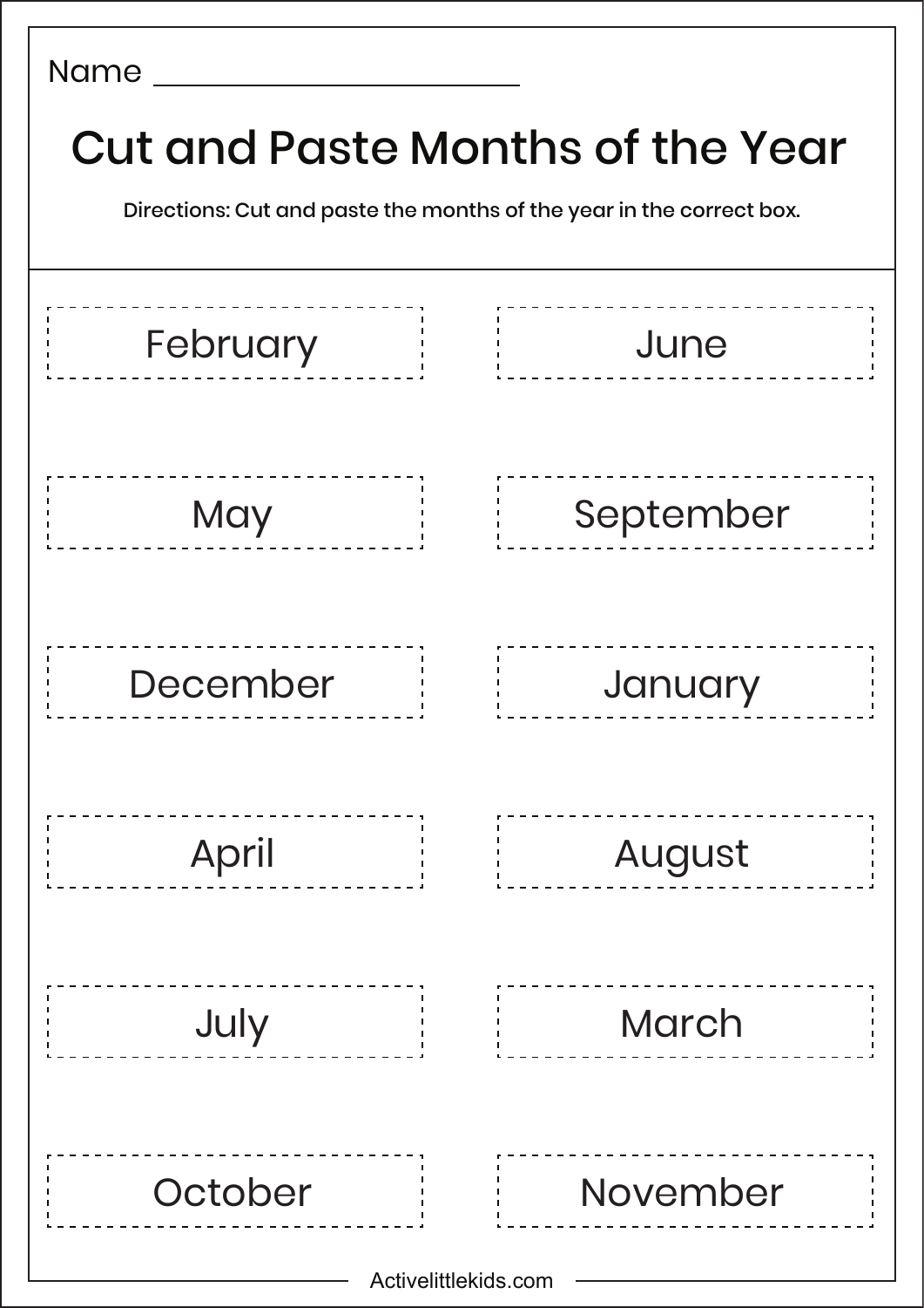Name ________________________

# Cut and Paste Months of the Year

Directions: Cut and paste the months of the year in the correct box.

| | |
|---|---|
| February | June |
| May | September |
| December | January |
| April | August |
| July | March |
| October | November |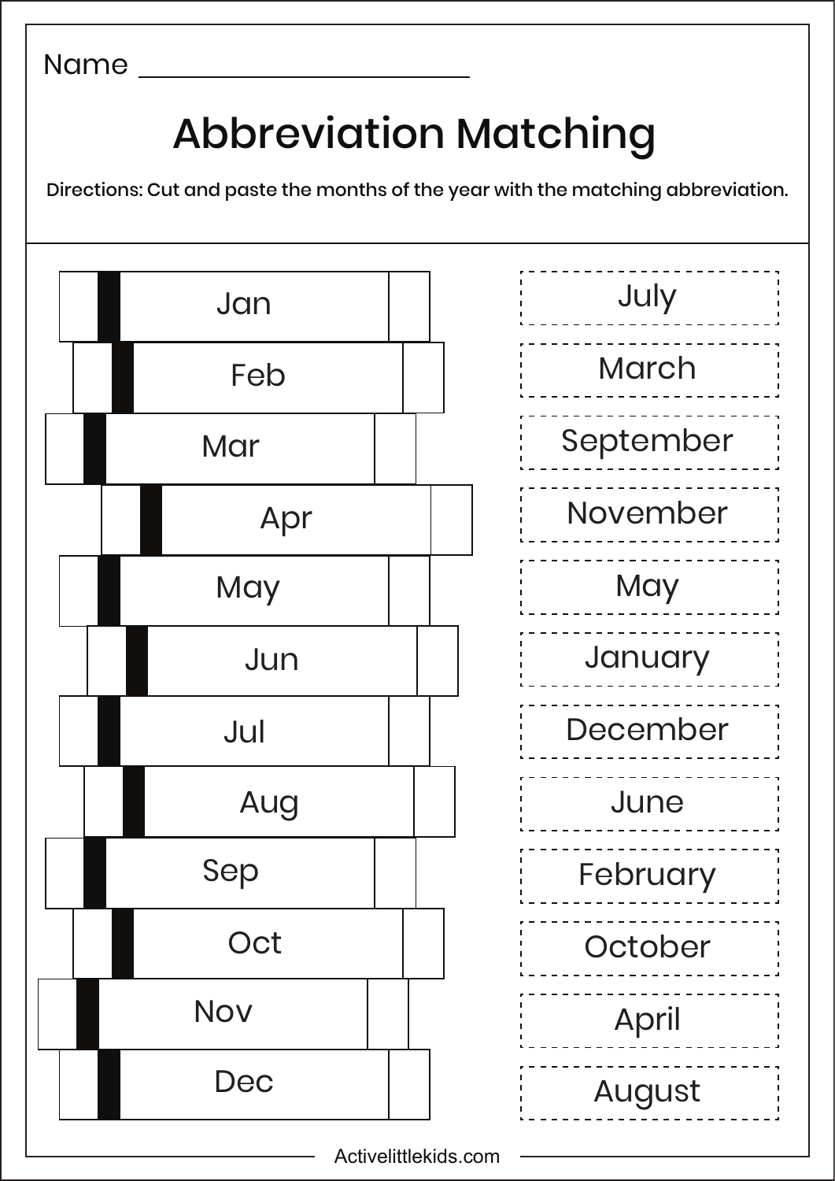Name ______________________

# Abbreviation Matching

Directions: Cut and paste the months of the year with the matching abbreviation.

| Abbreviation | Month |
| --- | --- |
| Jan | July |
| Feb | March |
| Mar | September |
| Apr | November |
| May | May |
| Jun | January |
| Jul | December |
| Aug | June |
| Sep | February |
| Oct | October |
| Nov | April |
| Dec | August |

Activelittlekids.com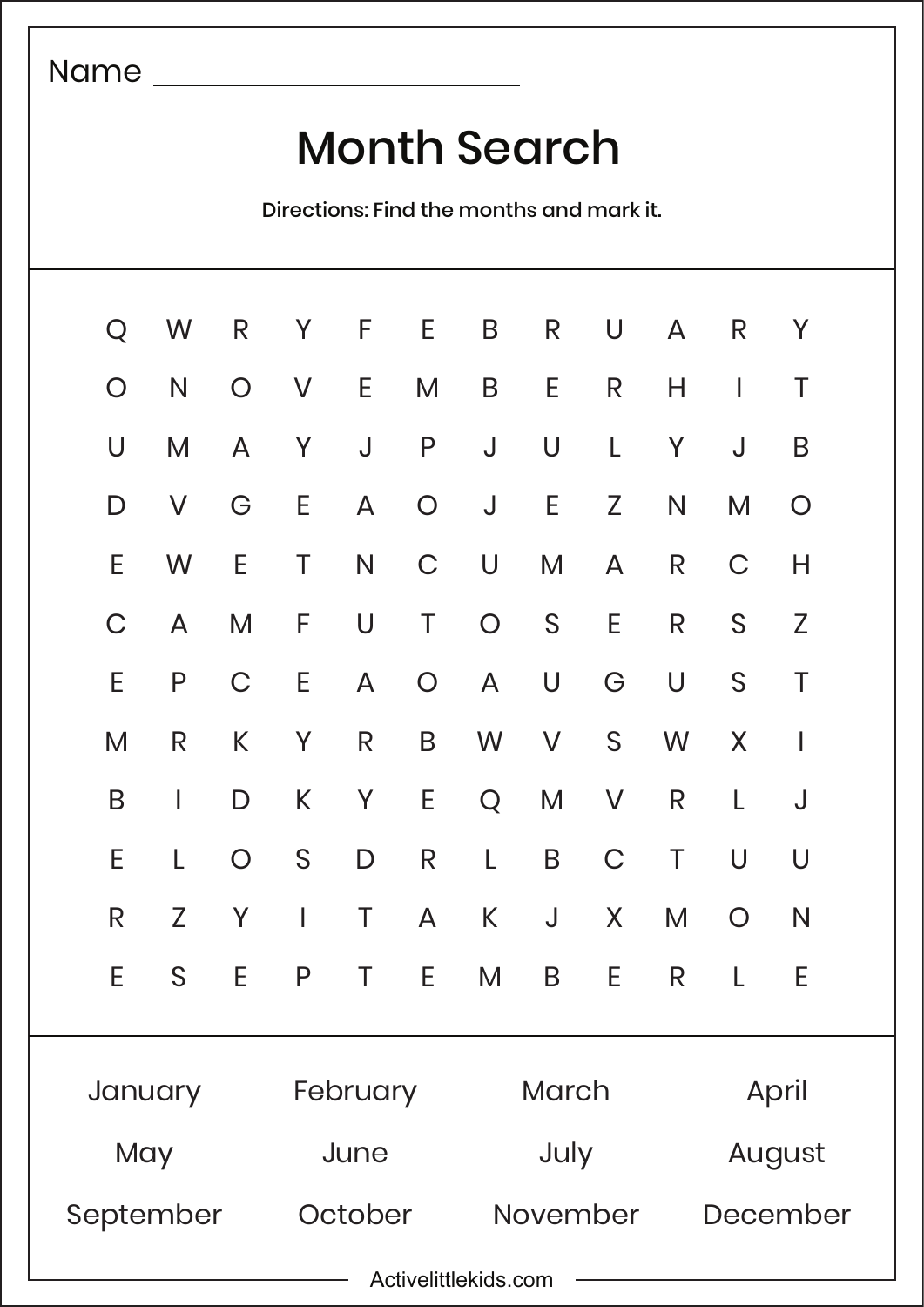Name ______________________

# Month Search

Directions: Find the months and mark it.

| | | | | | | | | | | | |
|---|---|---|---|---|---|---|---|---|---|---|---|
| Q | W | R | Y | F | E | B | R | U | A | R | Y |
| O | N | O | V | E | M | B | E | R | H | I | T |
| U | M | A | Y | J | P | J | U | L | Y | J | B |
| D | V | G | E | A | O | J | E | Z | N | M | O |
| E | W | E | T | N | C | U | M | A | R | C | H |
| C | A | M | F | U | T | O | S | E | R | S | Z |
| E | P | C | E | A | O | A | U | G | U | S | T |
| M | R | K | Y | R | B | W | V | S | W | X | I |
| B | I | D | K | Y | E | Q | M | V | R | L | J |
| E | L | O | S | D | R | L | B | C | T | U | U |
| R | Z | Y | I | T | A | K | J | X | M | O | N |
| E | S | E | P | T | E | M | B | E | R | L | E |

| | | | |
|---|---|---|---|
| January | February | March | April |
| May | June | July | August |
| September | October | November | December |

Activelittlekids.com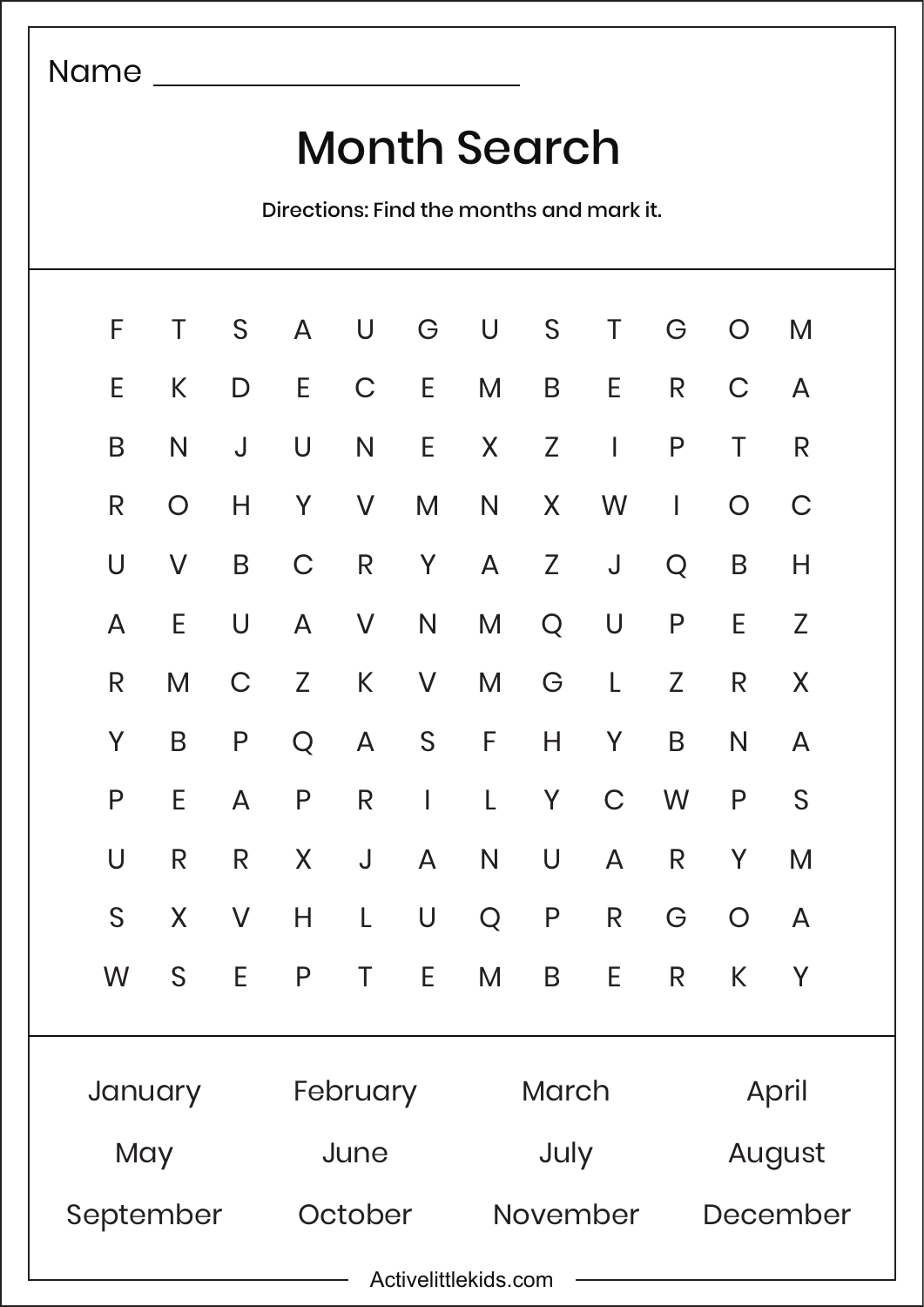Name ______________________

# Month Search

Directions: Find the months and mark it.

| | | | | | | | | | | | |
|---|---|---|---|---|---|---|---|---|---|---|---|
| F | T | S | A | U | G | U | S | T | G | O | M |
| E | K | D | E | C | E | M | B | E | R | C | A |
| B | N | J | U | N | E | X | Z | I | P | T | R |
| R | O | H | Y | V | M | N | X | W | I | O | C |
| U | V | B | C | R | Y | A | Z | J | Q | B | H |
| A | E | U | A | V | N | M | Q | U | P | E | Z |
| R | M | C | Z | K | V | M | G | L | Z | R | X |
| Y | B | P | Q | A | S | F | H | Y | B | N | A |
| P | E | A | P | R | I | L | Y | C | W | P | S |
| U | R | R | X | J | A | N | U | A | R | Y | M |
| S | X | V | H | L | U | Q | P | R | G | O | A |
| W | S | E | P | T | E | M | B | E | R | K | Y |

| | | | |
|---|---|---|---|
| January | February | March | April |
| May | June | July | August |
| September | October | November | December |

Activelittlekids.com